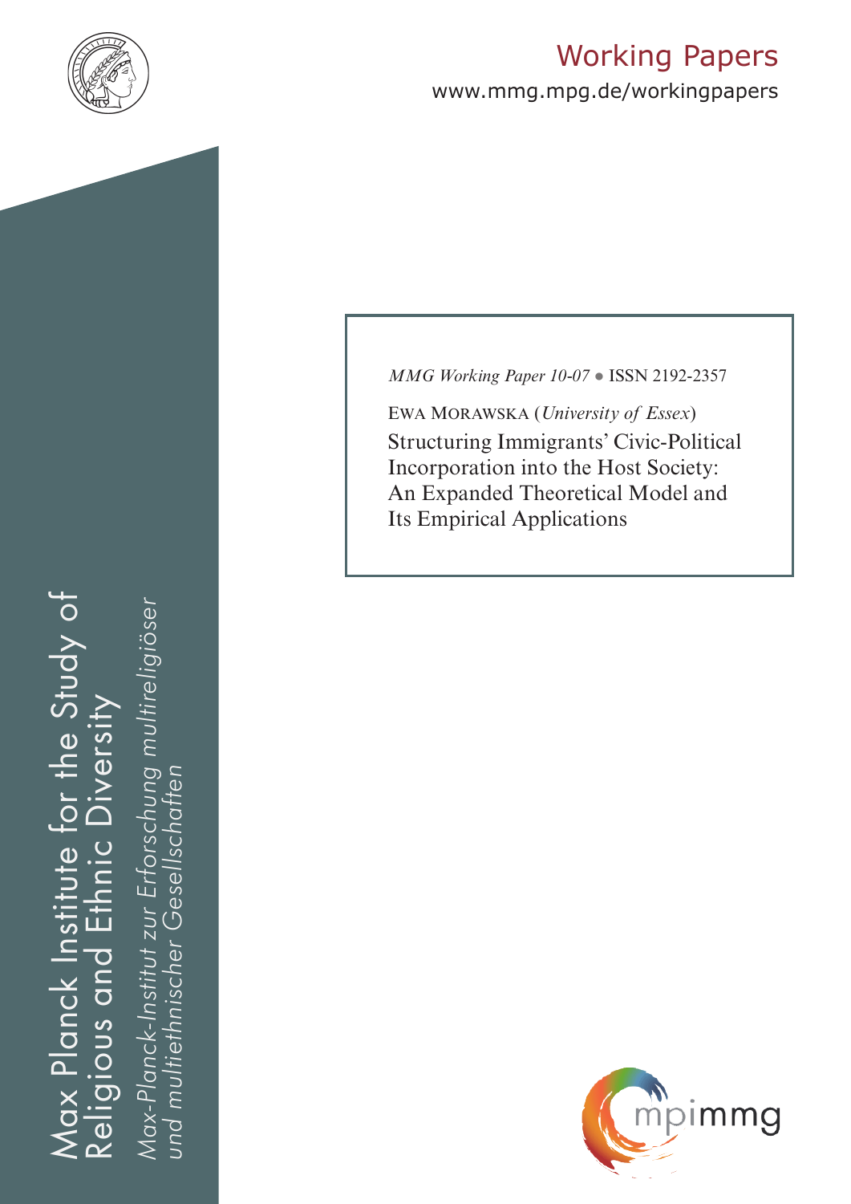# Working Papers

www.mmg.mpg.de/workingpapers

Max Planck Institute for the Study of Religious and Ethnic Diversity

*Max-Planck-Institut zur Erforschung multireligiöser und multiethnischer Gesellschaften*

*MMG Working Paper 10-07* • ISSN 2192-2357

EWA MORAWSKA (*University of Essex*)

## Structuring Immigrants' Civic-Political Incorporation into the Host Society: An Expanded Theoretical Model and Its Empirical Applications

mpimmg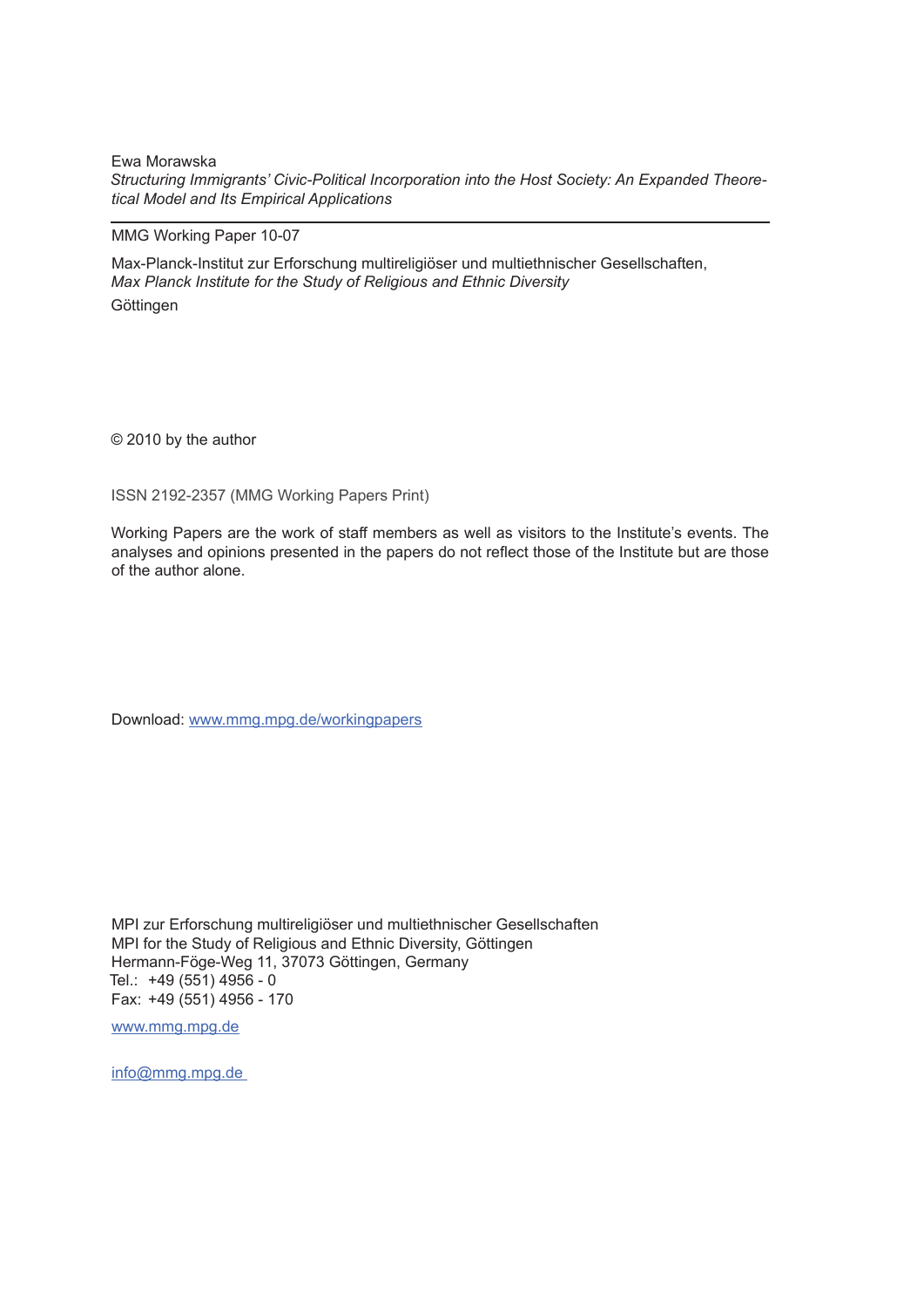Ewa Morawska
*Structuring Immigrants' Civic-Political Incorporation into the Host Society: An Expanded Theoretical Model and Its Empirical Applications*

---

MMG Working Paper 10-07

Max-Planck-Institut zur Erforschung multireligiöser und multiethnischer Gesellschaften,
*Max Planck Institute for the Study of Religious and Ethnic Diversity*

Göttingen

© 2010 by the author

ISSN 2192-2357 (MMG Working Papers Print)

Working Papers are the work of staff members as well as visitors to the Institute's events. The analyses and opinions presented in the papers do not reflect those of the Institute but are those of the author alone.

Download: www.mmg.mpg.de/workingpapers

MPI zur Erforschung multireligiöser und multiethnischer Gesellschaften
MPI for the Study of Religious and Ethnic Diversity, Göttingen
Hermann-Föge-Weg 11, 37073 Göttingen, Germany
Tel.: +49 (551) 4956 - 0
Fax: +49 (551) 4956 - 170

www.mmg.mpg.de

info@mmg.mpg.de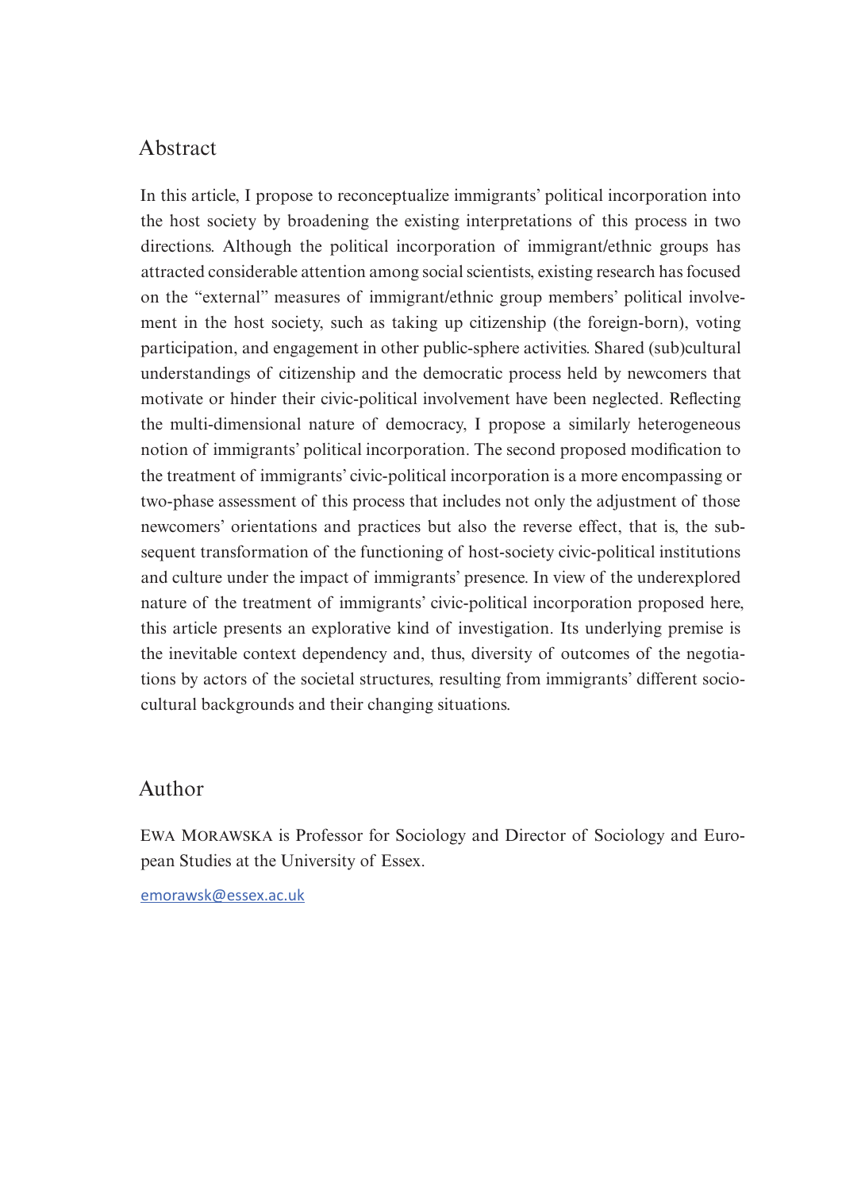## Abstract

In this article, I propose to reconceptualize immigrants' political incorporation into the host society by broadening the existing interpretations of this process in two directions. Although the political incorporation of immigrant/ethnic groups has attracted considerable attention among social scientists, existing research has focused on the "external" measures of immigrant/ethnic group members' political involvement in the host society, such as taking up citizenship (the foreign-born), voting participation, and engagement in other public-sphere activities. Shared (sub)cultural understandings of citizenship and the democratic process held by newcomers that motivate or hinder their civic-political involvement have been neglected. Reflecting the multi-dimensional nature of democracy, I propose a similarly heterogeneous notion of immigrants' political incorporation. The second proposed modification to the treatment of immigrants' civic-political incorporation is a more encompassing or two-phase assessment of this process that includes not only the adjustment of those newcomers' orientations and practices but also the reverse effect, that is, the subsequent transformation of the functioning of host-society civic-political institutions and culture under the impact of immigrants' presence. In view of the underexplored nature of the treatment of immigrants' civic-political incorporation proposed here, this article presents an explorative kind of investigation. Its underlying premise is the inevitable context dependency and, thus, diversity of outcomes of the negotiations by actors of the societal structures, resulting from immigrants' different sociocultural backgrounds and their changing situations.

## Author

Ewa Morawska is Professor for Sociology and Director of Sociology and European Studies at the University of Essex.

emorawsk@essex.ac.uk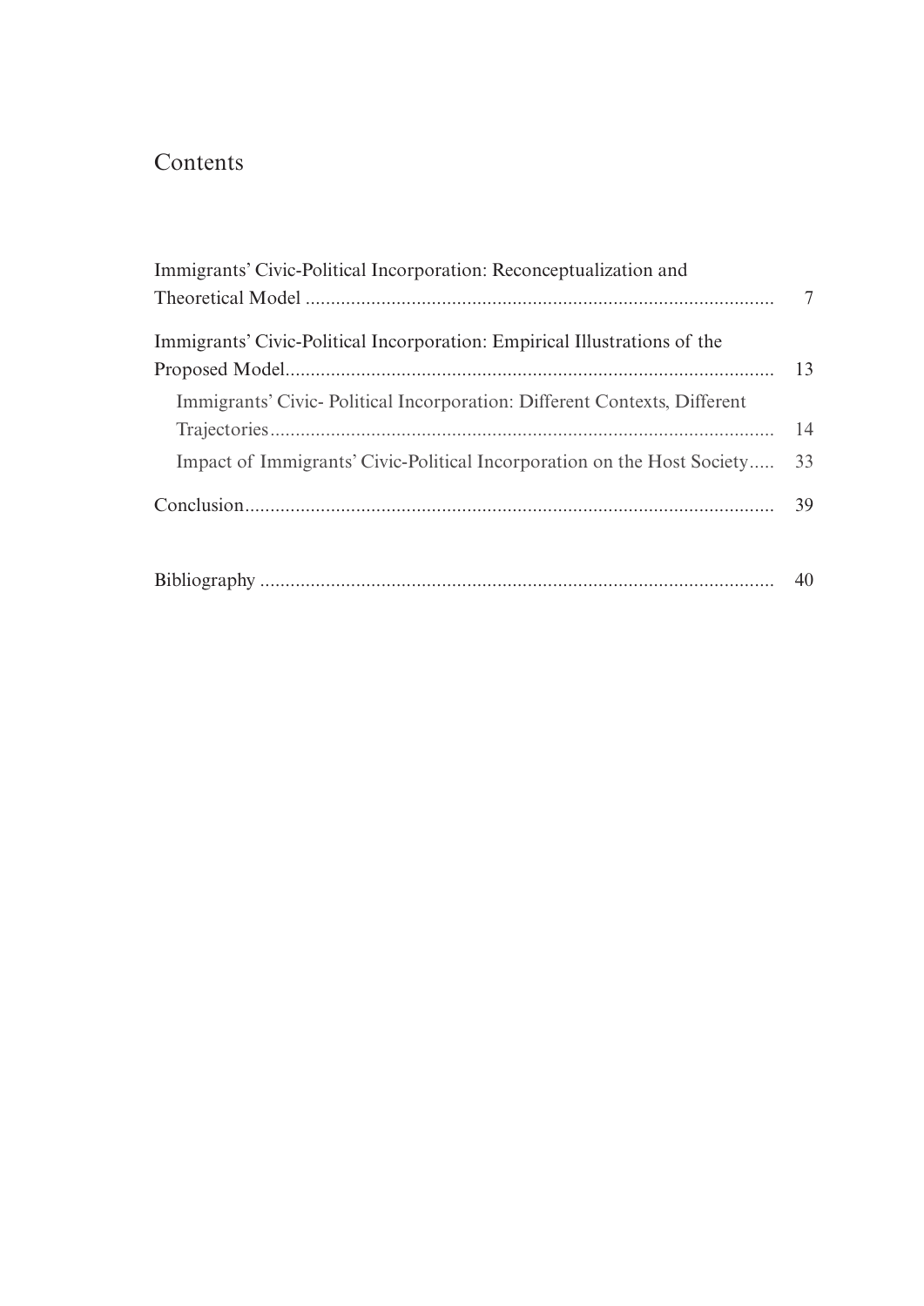# Contents

Immigrants' Civic-Political Incorporation: Reconceptualization and Theoretical Model ........................................................................................ 7

Immigrants' Civic-Political Incorporation: Empirical Illustrations of the Proposed Model.............................................................................................. 13

- Immigrants' Civic- Political Incorporation: Different Contexts, Different Trajectories................................................................................................ 14
- Impact of Immigrants' Civic-Political Incorporation on the Host Society..... 33

Conclusion.................................................................................................... 39

Bibliography ................................................................................................. 40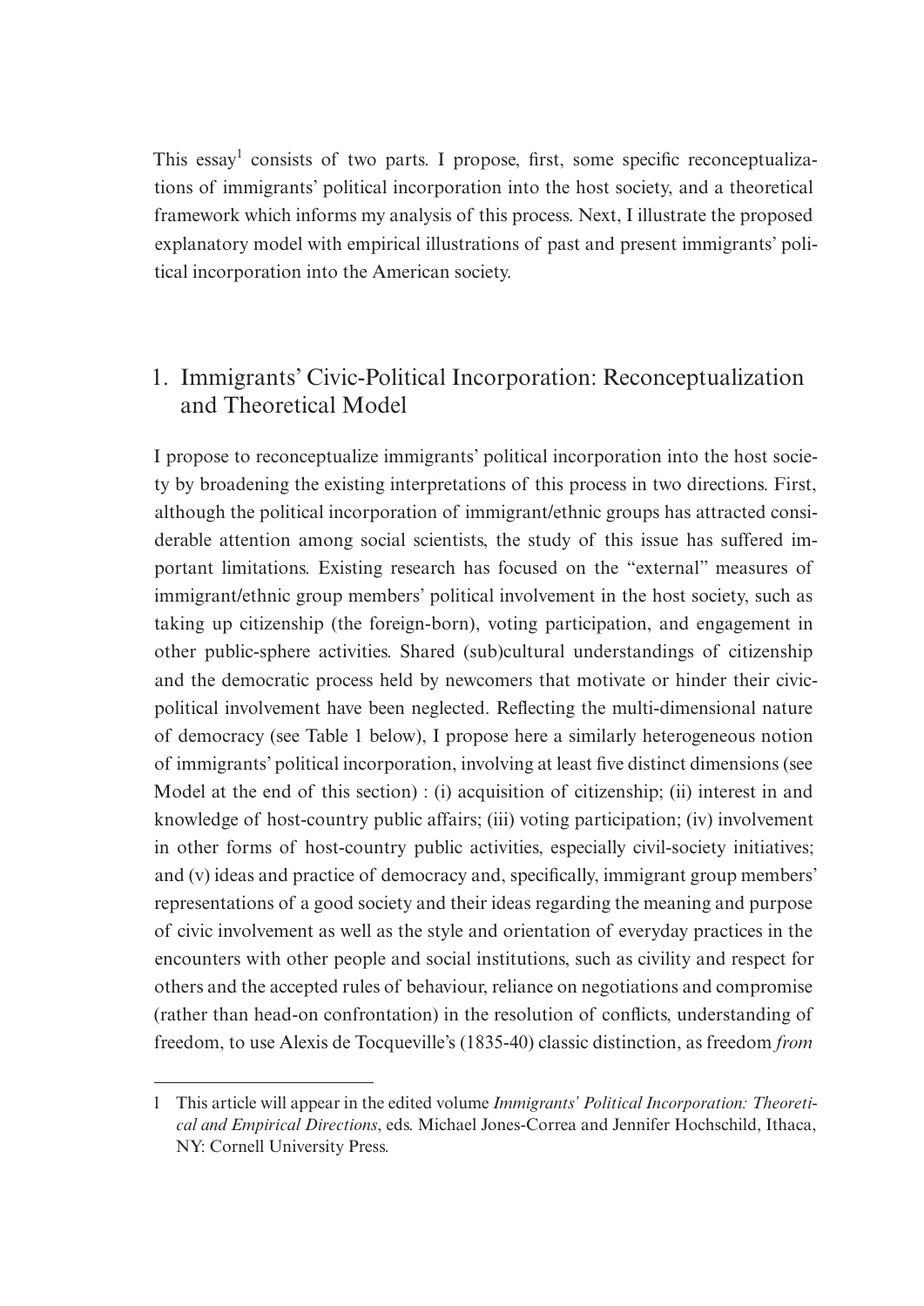This essay[1] consists of two parts. I propose, first, some specific reconceptualizations of immigrants' political incorporation into the host society, and a theoretical framework which informs my analysis of this process. Next, I illustrate the proposed explanatory model with empirical illustrations of past and present immigrants' political incorporation into the American society.

## 1. Immigrants' Civic-Political Incorporation: Reconceptualization and Theoretical Model

I propose to reconceptualize immigrants' political incorporation into the host society by broadening the existing interpretations of this process in two directions. First, although the political incorporation of immigrant/ethnic groups has attracted considerable attention among social scientists, the study of this issue has suffered important limitations. Existing research has focused on the "external" measures of immigrant/ethnic group members' political involvement in the host society, such as taking up citizenship (the foreign-born), voting participation, and engagement in other public-sphere activities. Shared (sub)cultural understandings of citizenship and the democratic process held by newcomers that motivate or hinder their civic-political involvement have been neglected. Reflecting the multi-dimensional nature of democracy (see Table 1 below), I propose here a similarly heterogeneous notion of immigrants' political incorporation, involving at least five distinct dimensions (see Model at the end of this section) : (i) acquisition of citizenship; (ii) interest in and knowledge of host-country public affairs; (iii) voting participation; (iv) involvement in other forms of host-country public activities, especially civil-society initiatives; and (v) ideas and practice of democracy and, specifically, immigrant group members' representations of a good society and their ideas regarding the meaning and purpose of civic involvement as well as the style and orientation of everyday practices in the encounters with other people and social institutions, such as civility and respect for others and the accepted rules of behaviour, reliance on negotiations and compromise (rather than head-on confrontation) in the resolution of conflicts, understanding of freedom, to use Alexis de Tocqueville's (1835-40) classic distinction, as freedom *from*

---

[1] This article will appear in the edited volume *Immigrants' Political Incorporation: Theoretical and Empirical Directions*, eds. Michael Jones-Correa and Jennifer Hochschild, Ithaca, NY: Cornell University Press.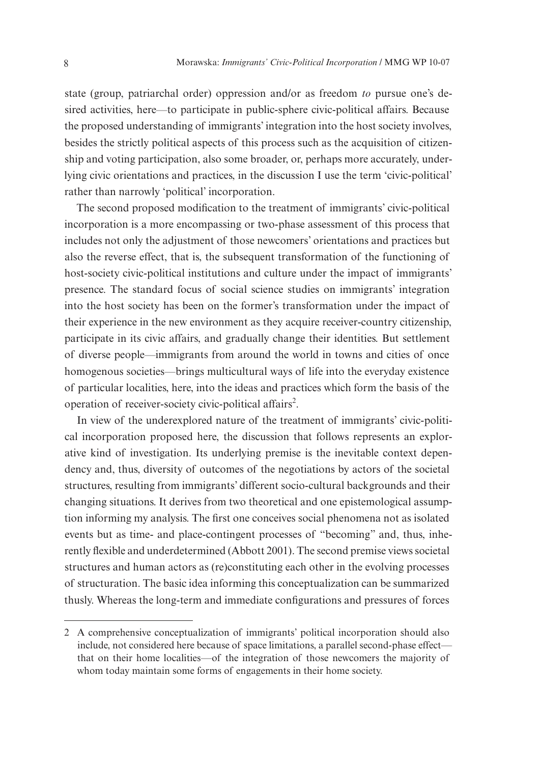state (group, patriarchal order) oppression and/or as freedom *to* pursue one's desired activities, here—to participate in public-sphere civic-political affairs. Because the proposed understanding of immigrants' integration into the host society involves, besides the strictly political aspects of this process such as the acquisition of citizenship and voting participation, also some broader, or, perhaps more accurately, underlying civic orientations and practices, in the discussion I use the term 'civic-political' rather than narrowly 'political' incorporation.

The second proposed modification to the treatment of immigrants' civic-political incorporation is a more encompassing or two-phase assessment of this process that includes not only the adjustment of those newcomers' orientations and practices but also the reverse effect, that is, the subsequent transformation of the functioning of host-society civic-political institutions and culture under the impact of immigrants' presence. The standard focus of social science studies on immigrants' integration into the host society has been on the former's transformation under the impact of their experience in the new environment as they acquire receiver-country citizenship, participate in its civic affairs, and gradually change their identities. But settlement of diverse people—immigrants from around the world in towns and cities of once homogenous societies—brings multicultural ways of life into the everyday existence of particular localities, here, into the ideas and practices which form the basis of the operation of receiver-society civic-political affairs[2].

In view of the underexplored nature of the treatment of immigrants' civic-political incorporation proposed here, the discussion that follows represents an explorative kind of investigation. Its underlying premise is the inevitable context dependency and, thus, diversity of outcomes of the negotiations by actors of the societal structures, resulting from immigrants' different socio-cultural backgrounds and their changing situations. It derives from two theoretical and one epistemological assumption informing my analysis. The first one conceives social phenomena not as isolated events but as time- and place-contingent processes of "becoming" and, thus, inherently flexible and underdetermined (Abbott 2001). The second premise views societal structures and human actors as (re)constituting each other in the evolving processes of structuration. The basic idea informing this conceptualization can be summarized thusly. Whereas the long-term and immediate configurations and pressures of forces

2 A comprehensive conceptualization of immigrants' political incorporation should also include, not considered here because of space limitations, a parallel second-phase effect—that on their home localities—of the integration of those newcomers the majority of whom today maintain some forms of engagements in their home society.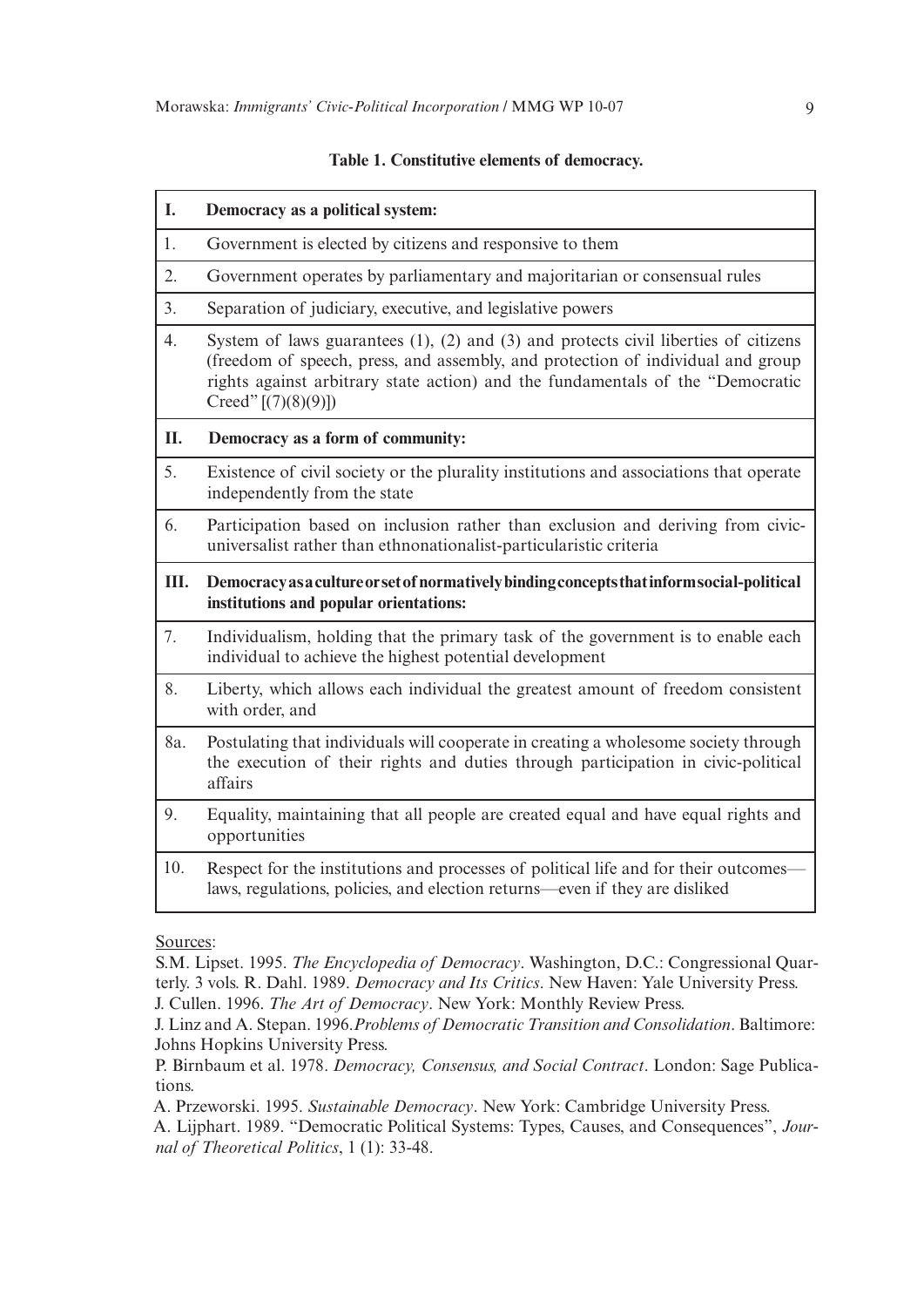**Table 1. Constitutive elements of democracy.**

| | |
|---|---|
| **I.** | **Democracy as a political system:** |
| 1. | Government is elected by citizens and responsive to them |
| 2. | Government operates by parliamentary and majoritarian or consensual rules |
| 3. | Separation of judiciary, executive, and legislative powers |
| 4. | System of laws guarantees (1), (2) and (3) and protects civil liberties of citizens (freedom of speech, press, and assembly, and protection of individual and group rights against arbitrary state action) and the fundamentals of the "Democratic Creed" [(7)(8)(9)]) |
| **II.** | **Democracy as a form of community:** |
| 5. | Existence of civil society or the plurality institutions and associations that operate independently from the state |
| 6. | Participation based on inclusion rather than exclusion and deriving from civic-universalist rather than ethnonationalist-particularistic criteria |
| **III.** | **Democracy as a culture or set of normatively binding concepts that inform social-political institutions and popular orientations:** |
| 7. | Individualism, holding that the primary task of the government is to enable each individual to achieve the highest potential development |
| 8. | Liberty, which allows each individual the greatest amount of freedom consistent with order, and |
| 8a. | Postulating that individuals will cooperate in creating a wholesome society through the execution of their rights and duties through participation in civic-political affairs |
| 9. | Equality, maintaining that all people are created equal and have equal rights and opportunities |
| 10. | Respect for the institutions and processes of political life and for their outcomes—laws, regulations, policies, and election returns—even if they are disliked |

Sources:

S.M. Lipset. 1995. *The Encyclopedia of Democracy*. Washington, D.C.: Congressional Quarterly. 3 vols. R. Dahl. 1989. *Democracy and Its Critics*. New Haven: Yale University Press.

J. Cullen. 1996. *The Art of Democracy*. New York: Monthly Review Press.

J. Linz and A. Stepan. 1996. *Problems of Democratic Transition and Consolidation*. Baltimore: Johns Hopkins University Press.

P. Birnbaum et al. 1978. *Democracy, Consensus, and Social Contract*. London: Sage Publications.

A. Przeworski. 1995. *Sustainable Democracy*. New York: Cambridge University Press.

A. Lijphart. 1989. "Democratic Political Systems: Types, Causes, and Consequences", *Journal of Theoretical Politics*, 1 (1): 33-48.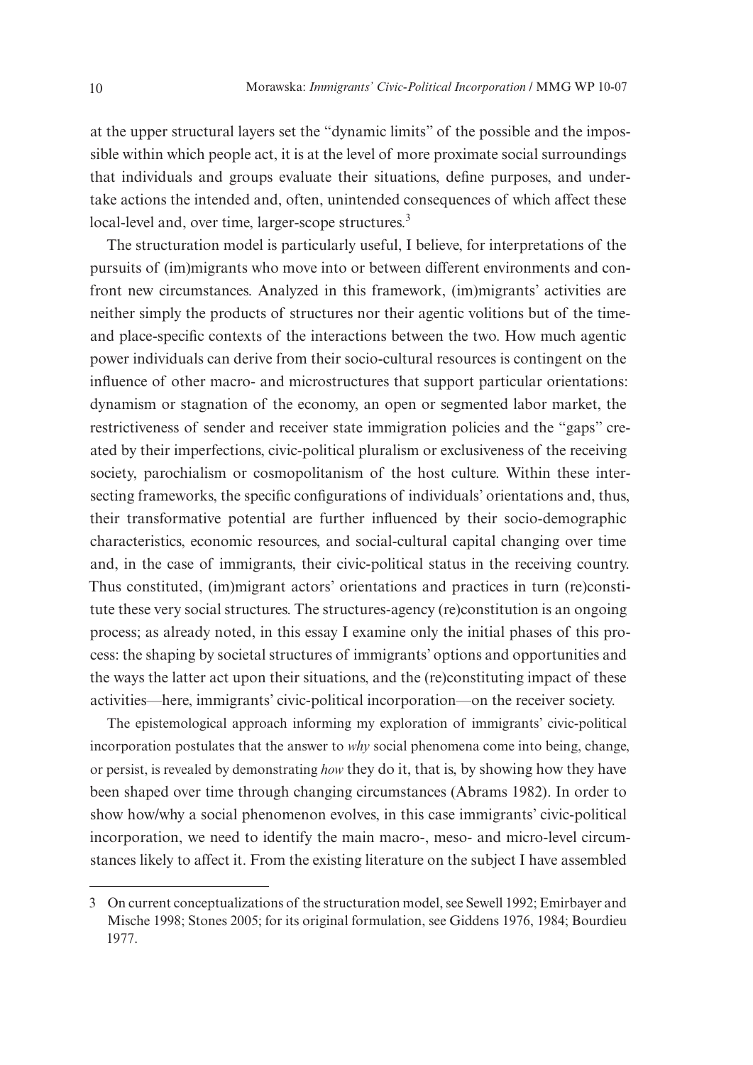at the upper structural layers set the "dynamic limits" of the possible and the impossible within which people act, it is at the level of more proximate social surroundings that individuals and groups evaluate their situations, define purposes, and undertake actions the intended and, often, unintended consequences of which affect these local-level and, over time, larger-scope structures.[3]

The structuration model is particularly useful, I believe, for interpretations of the pursuits of (im)migrants who move into or between different environments and confront new circumstances. Analyzed in this framework, (im)migrants' activities are neither simply the products of structures nor their agentic volitions but of the time- and place-specific contexts of the interactions between the two. How much agentic power individuals can derive from their socio-cultural resources is contingent on the influence of other macro- and microstructures that support particular orientations: dynamism or stagnation of the economy, an open or segmented labor market, the restrictiveness of sender and receiver state immigration policies and the "gaps" created by their imperfections, civic-political pluralism or exclusiveness of the receiving society, parochialism or cosmopolitanism of the host culture. Within these intersecting frameworks, the specific configurations of individuals' orientations and, thus, their transformative potential are further influenced by their socio-demographic characteristics, economic resources, and social-cultural capital changing over time and, in the case of immigrants, their civic-political status in the receiving country. Thus constituted, (im)migrant actors' orientations and practices in turn (re)constitute these very social structures. The structures-agency (re)constitution is an ongoing process; as already noted, in this essay I examine only the initial phases of this process: the shaping by societal structures of immigrants' options and opportunities and the ways the latter act upon their situations, and the (re)constituting impact of these activities—here, immigrants' civic-political incorporation—on the receiver society.

The epistemological approach informing my exploration of immigrants' civic-political incorporation postulates that the answer to *why* social phenomena come into being, change, or persist, is revealed by demonstrating *how* they do it, that is, by showing how they have been shaped over time through changing circumstances (Abrams 1982). In order to show how/why a social phenomenon evolves, in this case immigrants' civic-political incorporation, we need to identify the main macro-, meso- and micro-level circumstances likely to affect it. From the existing literature on the subject I have assembled

---

3 On current conceptualizations of the structuration model, see Sewell 1992; Emirbayer and Mische 1998; Stones 2005; for its original formulation, see Giddens 1976, 1984; Bourdieu 1977.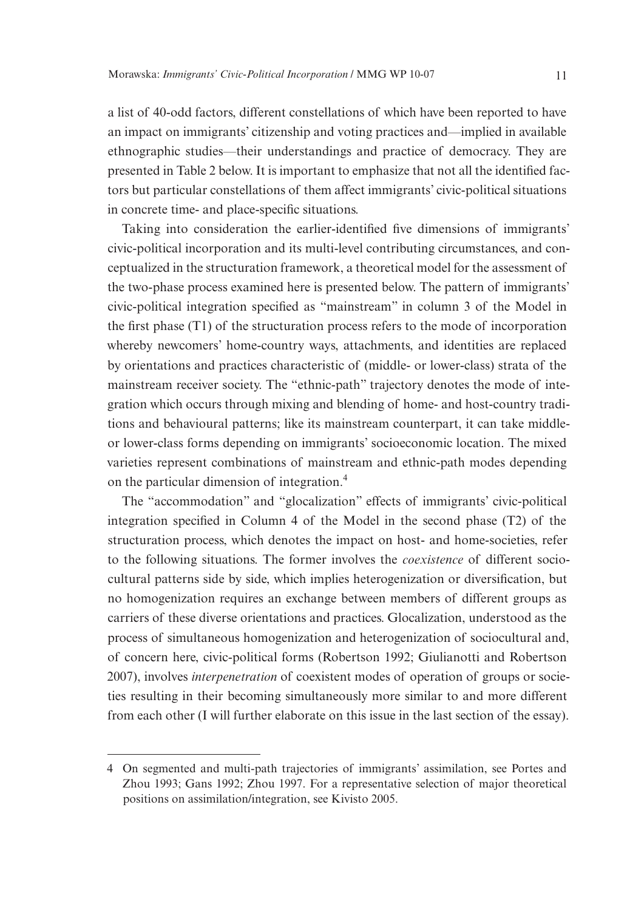a list of 40-odd factors, different constellations of which have been reported to have an impact on immigrants' citizenship and voting practices and—implied in available ethnographic studies—their understandings and practice of democracy. They are presented in Table 2 below. It is important to emphasize that not all the identified factors but particular constellations of them affect immigrants' civic-political situations in concrete time- and place-specific situations.

Taking into consideration the earlier-identified five dimensions of immigrants' civic-political incorporation and its multi-level contributing circumstances, and conceptualized in the structuration framework, a theoretical model for the assessment of the two-phase process examined here is presented below. The pattern of immigrants' civic-political integration specified as "mainstream" in column 3 of the Model in the first phase (T1) of the structuration process refers to the mode of incorporation whereby newcomers' home-country ways, attachments, and identities are replaced by orientations and practices characteristic of (middle- or lower-class) strata of the mainstream receiver society. The "ethnic-path" trajectory denotes the mode of integration which occurs through mixing and blending of home- and host-country traditions and behavioural patterns; like its mainstream counterpart, it can take middle- or lower-class forms depending on immigrants' socioeconomic location. The mixed varieties represent combinations of mainstream and ethnic-path modes depending on the particular dimension of integration.[4]

The "accommodation" and "glocalization" effects of immigrants' civic-political integration specified in Column 4 of the Model in the second phase (T2) of the structuration process, which denotes the impact on host- and home-societies, refer to the following situations. The former involves the *coexistence* of different sociocultural patterns side by side, which implies heterogenization or diversification, but no homogenization requires an exchange between members of different groups as carriers of these diverse orientations and practices. Glocalization, understood as the process of simultaneous homogenization and heterogenization of sociocultural and, of concern here, civic-political forms (Robertson 1992; Giulianotti and Robertson 2007), involves *interpenetration* of coexistent modes of operation of groups or societies resulting in their becoming simultaneously more similar to and more different from each other (I will further elaborate on this issue in the last section of the essay).

4 On segmented and multi-path trajectories of immigrants' assimilation, see Portes and Zhou 1993; Gans 1992; Zhou 1997. For a representative selection of major theoretical positions on assimilation/integration, see Kivisto 2005.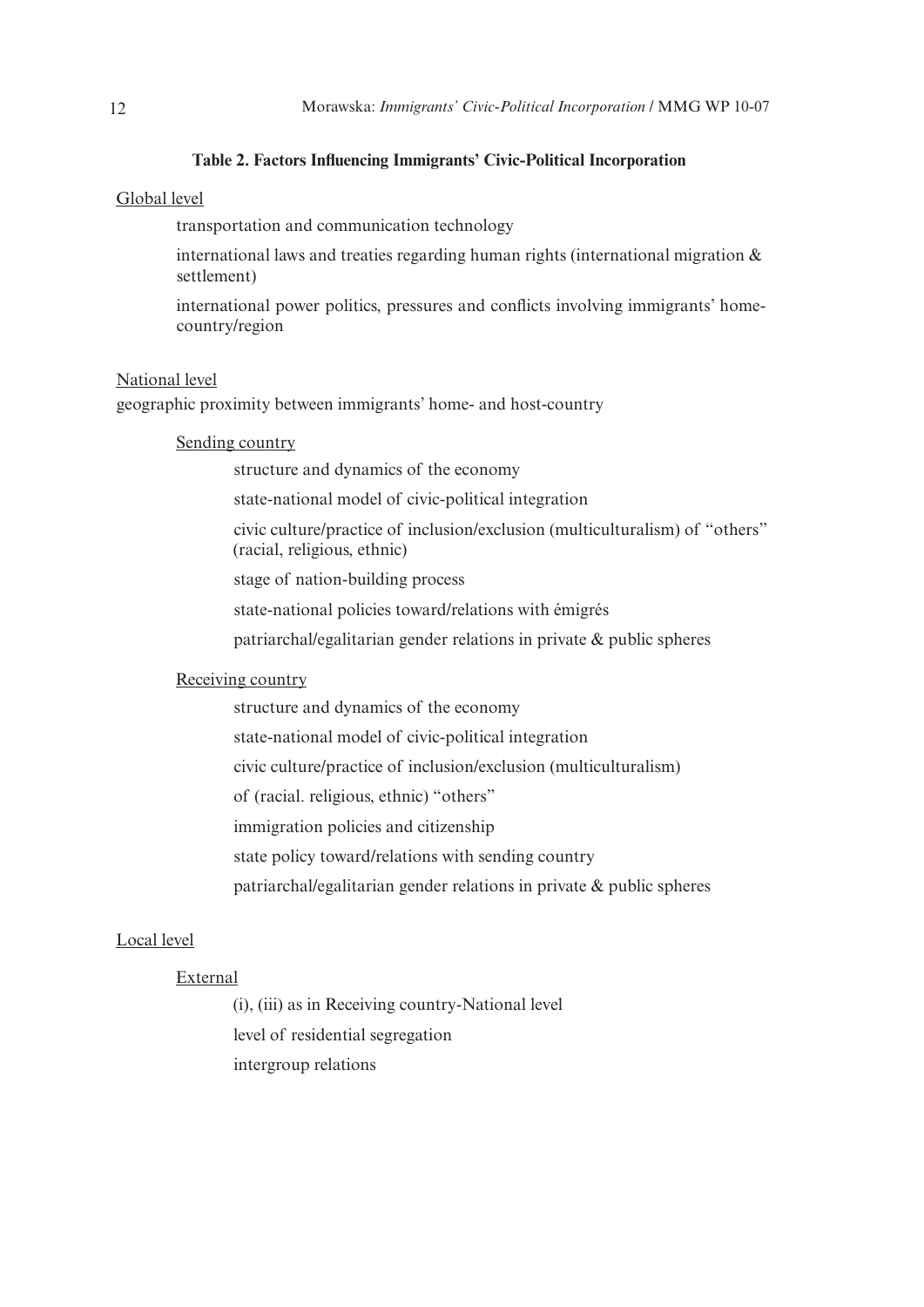**Table 2. Factors Influencing Immigrants' Civic-Political Incorporation**

<u>Global level</u>

- transportation and communication technology
- international laws and treaties regarding human rights (international migration & settlement)
- international power politics, pressures and conflicts involving immigrants' home-country/region

<u>National level</u>

geographic proximity between immigrants' home- and host-country

<u>Sending country</u>

- structure and dynamics of the economy
- state-national model of civic-political integration
- civic culture/practice of inclusion/exclusion (multiculturalism) of "others" (racial, religious, ethnic)
- stage of nation-building process
- state-national policies toward/relations with émigrés
- patriarchal/egalitarian gender relations in private & public spheres

<u>Receiving country</u>

- structure and dynamics of the economy
- state-national model of civic-political integration
- civic culture/practice of inclusion/exclusion (multiculturalism)
- of (racial. religious, ethnic) "others"
- immigration policies and citizenship
- state policy toward/relations with sending country
- patriarchal/egalitarian gender relations in private & public spheres

<u>Local level</u>

<u>External</u>

- (i), (iii) as in Receiving country-National level
- level of residential segregation
- intergroup relations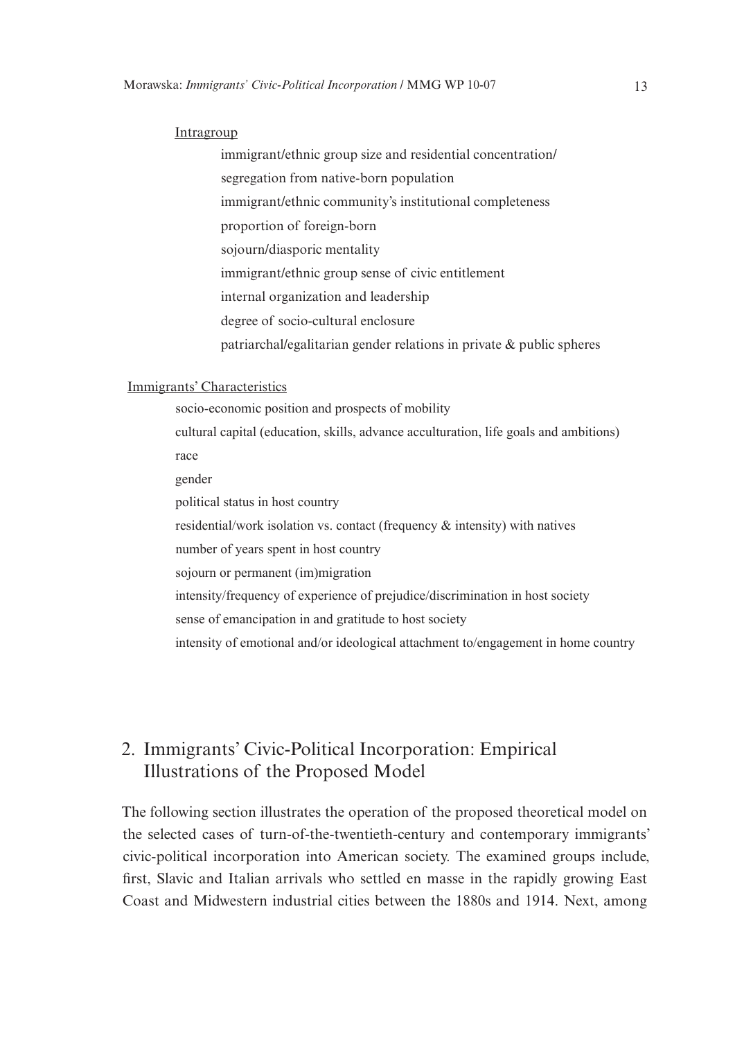Intragroup

- immigrant/ethnic group size and residential concentration/ segregation from native-born population
- immigrant/ethnic community's institutional completeness
- proportion of foreign-born
- sojourn/diasporic mentality
- immigrant/ethnic group sense of civic entitlement
- internal organization and leadership
- degree of socio-cultural enclosure
- patriarchal/egalitarian gender relations in private & public spheres

Immigrants' Characteristics

- socio-economic position and prospects of mobility
- cultural capital (education, skills, advance acculturation, life goals and ambitions)
- race
- gender
- political status in host country
- residential/work isolation vs. contact (frequency & intensity) with natives
- number of years spent in host country
- sojourn or permanent (im)migration
- intensity/frequency of experience of prejudice/discrimination in host society
- sense of emancipation in and gratitude to host society
- intensity of emotional and/or ideological attachment to/engagement in home country

## 2. Immigrants' Civic-Political Incorporation: Empirical Illustrations of the Proposed Model

The following section illustrates the operation of the proposed theoretical model on the selected cases of turn-of-the-twentieth-century and contemporary immigrants' civic-political incorporation into American society. The examined groups include, first, Slavic and Italian arrivals who settled en masse in the rapidly growing East Coast and Midwestern industrial cities between the 1880s and 1914. Next, among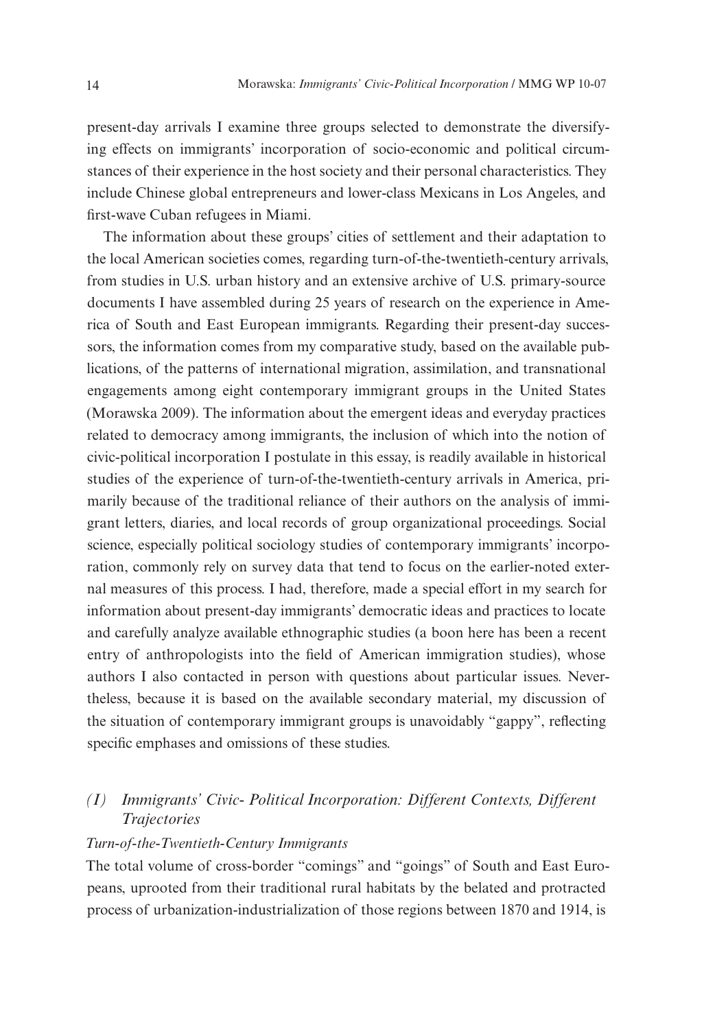present-day arrivals I examine three groups selected to demonstrate the diversifying effects on immigrants' incorporation of socio-economic and political circumstances of their experience in the host society and their personal characteristics. They include Chinese global entrepreneurs and lower-class Mexicans in Los Angeles, and first-wave Cuban refugees in Miami.

The information about these groups' cities of settlement and their adaptation to the local American societies comes, regarding turn-of-the-twentieth-century arrivals, from studies in U.S. urban history and an extensive archive of U.S. primary-source documents I have assembled during 25 years of research on the experience in America of South and East European immigrants. Regarding their present-day successors, the information comes from my comparative study, based on the available publications, of the patterns of international migration, assimilation, and transnational engagements among eight contemporary immigrant groups in the United States (Morawska 2009). The information about the emergent ideas and everyday practices related to democracy among immigrants, the inclusion of which into the notion of civic-political incorporation I postulate in this essay, is readily available in historical studies of the experience of turn-of-the-twentieth-century arrivals in America, primarily because of the traditional reliance of their authors on the analysis of immigrant letters, diaries, and local records of group organizational proceedings. Social science, especially political sociology studies of contemporary immigrants' incorporation, commonly rely on survey data that tend to focus on the earlier-noted external measures of this process. I had, therefore, made a special effort in my search for information about present-day immigrants' democratic ideas and practices to locate and carefully analyze available ethnographic studies (a boon here has been a recent entry of anthropologists into the field of American immigration studies), whose authors I also contacted in person with questions about particular issues. Nevertheless, because it is based on the available secondary material, my discussion of the situation of contemporary immigrant groups is unavoidably "gappy", reflecting specific emphases and omissions of these studies.

## *(I) Immigrants' Civic- Political Incorporation: Different Contexts, Different Trajectories*

### *Turn-of-the-Twentieth-Century Immigrants*

The total volume of cross-border "comings" and "goings" of South and East Europeans, uprooted from their traditional rural habitats by the belated and protracted process of urbanization-industrialization of those regions between 1870 and 1914, is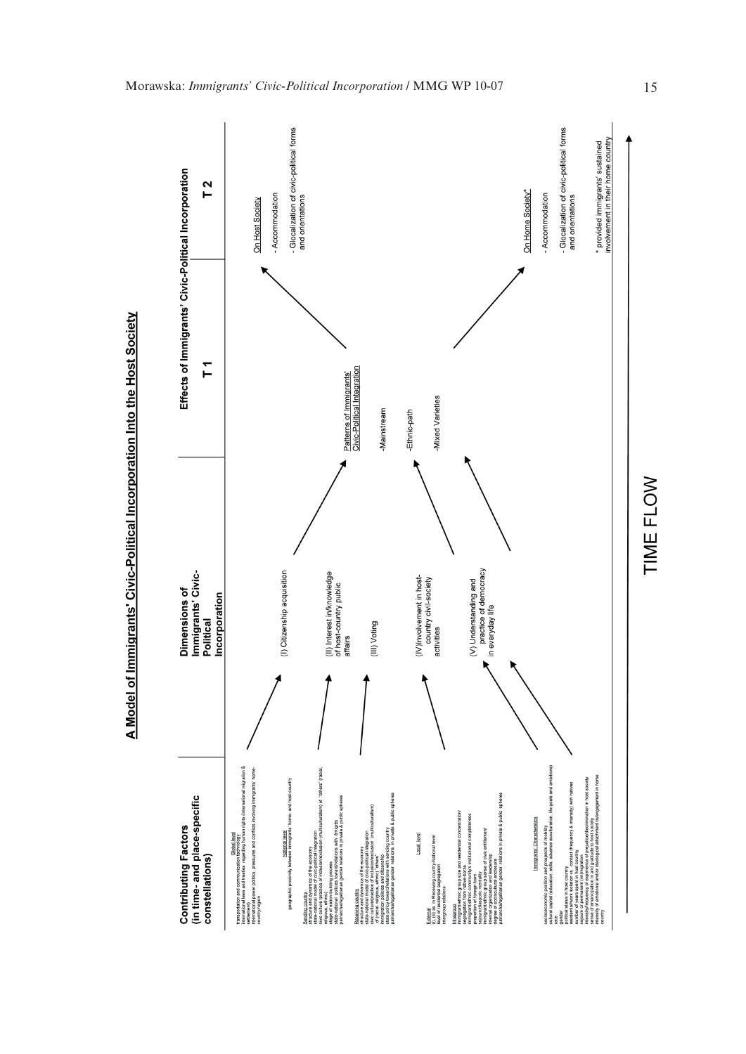## A Model of Immigrants' Civic-Political Incorporation Into the Host Society

**Contributing Factors (in time- and place-specific constellations)**

Global level

transportation and communication technology
international laws and treaties regarding human rights (international migration & settlement)
international power politics, pressures and conflicts involving immigrants' home-country/region

National level

geographic proximity between immigrants' home- and host-country

Sending country
structure and dynamics of the economy
state-national model of civic-political integration
civic culture (practice of inclusion/exclusion (multiculturalism) of "others" (racial, religious, ethnic)
stage of nation-building process
state-national policies toward/relations with émigrés
patriarchal/egalitarian gender relations in private & public spheres

Receiving country
structure and dynamics of the economy
state-national model of civic-political integration
civic culture/practice of inclusion/exclusion (multiculturalism) of (racial, religious, ethnic) "others"
immigration policies and citizenship
state policy toward/relations with sending country
patriarchal/egalitarian gender relations in private & public spheres

Local level

External
(L / R) as in Receiving country-National level
level of residential segregation
intergroup relations

Intragroup
immigrant/ethnic group size and residential concentration/ segregation from native-borns
immigrant/ethnic community's institutional completeness
proportion of foreign-born
sojourner/diasporic mentality
immigrant/ethnic group sense of civic entitlement
internal organization and leadership
degree of sociocultural enclosure
patriarchal/egalitarian gender relations in private & public spheres

Immigrants' Characteristics

socioeconomic position and prospects of mobility
cultural capital (education, skills, advance acculturation, life goals and ambitions)
race
gender
political status in host country
main/intensive social relations with / contact (frequency & intensity) with natives
number of years spent in host country
stage of permanent immigration
intensity/frequency of experience of prejudice/discrimination in host society
sense of emancipation in and gratitude to host society
intensity of emotional and/or ideological attachment to/engagement in home country

**Dimensions of Immigrants' Civic-Political Incorporation**

(I) Citizenship acquisition

(II) Interest in/knowledge of host-country public affairs

(III) Voting

(IV) Involvement in host-country civil-society activities

(V) Understanding and practice of democracy in everyday life

**Effects of Immigrants' Civic-Political Incorporation**

**T 1**

Patterns of Immigrants' Civic-Political Integration

- Mainstream
- Ethnic-path
- Mixed Varieties

**T 2**

On Host Society

- Accommodation
- Glocalization of civic-political forms and orientations

On Home Society*

- Accommodation
- Glocalization of civic-political forms and orientations

\* provided immigrants' sustained involvement in their home country

TIME FLOW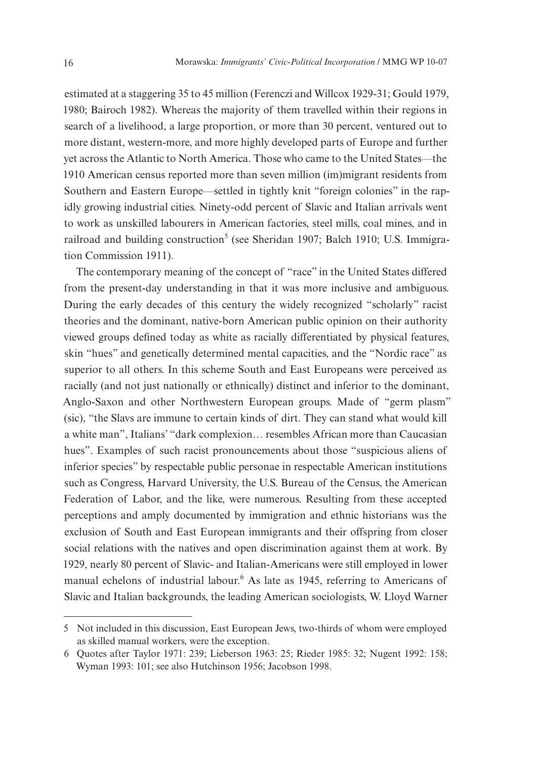estimated at a staggering 35 to 45 million (Ferenczi and Willcox 1929-31; Gould 1979, 1980; Bairoch 1982). Whereas the majority of them travelled within their regions in search of a livelihood, a large proportion, or more than 30 percent, ventured out to more distant, western-more, and more highly developed parts of Europe and further yet across the Atlantic to North America. Those who came to the United States—the 1910 American census reported more than seven million (im)migrant residents from Southern and Eastern Europe—settled in tightly knit "foreign colonies" in the rapidly growing industrial cities. Ninety-odd percent of Slavic and Italian arrivals went to work as unskilled labourers in American factories, steel mills, coal mines, and in railroad and building construction[5] (see Sheridan 1907; Balch 1910; U.S. Immigration Commission 1911).

The contemporary meaning of the concept of "race" in the United States differed from the present-day understanding in that it was more inclusive and ambiguous. During the early decades of this century the widely recognized "scholarly" racist theories and the dominant, native-born American public opinion on their authority viewed groups defined today as white as racially differentiated by physical features, skin "hues" and genetically determined mental capacities, and the "Nordic race" as superior to all others. In this scheme South and East Europeans were perceived as racially (and not just nationally or ethnically) distinct and inferior to the dominant, Anglo-Saxon and other Northwestern European groups. Made of "germ plasm" (sic), "the Slavs are immune to certain kinds of dirt. They can stand what would kill a white man", Italians' "dark complexion… resembles African more than Caucasian hues". Examples of such racist pronouncements about those "suspicious aliens of inferior species" by respectable public personae in respectable American institutions such as Congress, Harvard University, the U.S. Bureau of the Census, the American Federation of Labor, and the like, were numerous. Resulting from these accepted perceptions and amply documented by immigration and ethnic historians was the exclusion of South and East European immigrants and their offspring from closer social relations with the natives and open discrimination against them at work. By 1929, nearly 80 percent of Slavic- and Italian-Americans were still employed in lower manual echelons of industrial labour.[6] As late as 1945, referring to Americans of Slavic and Italian backgrounds, the leading American sociologists, W. Lloyd Warner

---

5 Not included in this discussion, East European Jews, two-thirds of whom were employed as skilled manual workers, were the exception.

6 Quotes after Taylor 1971: 239; Lieberson 1963: 25; Rieder 1985: 32; Nugent 1992: 158; Wyman 1993: 101; see also Hutchinson 1956; Jacobson 1998.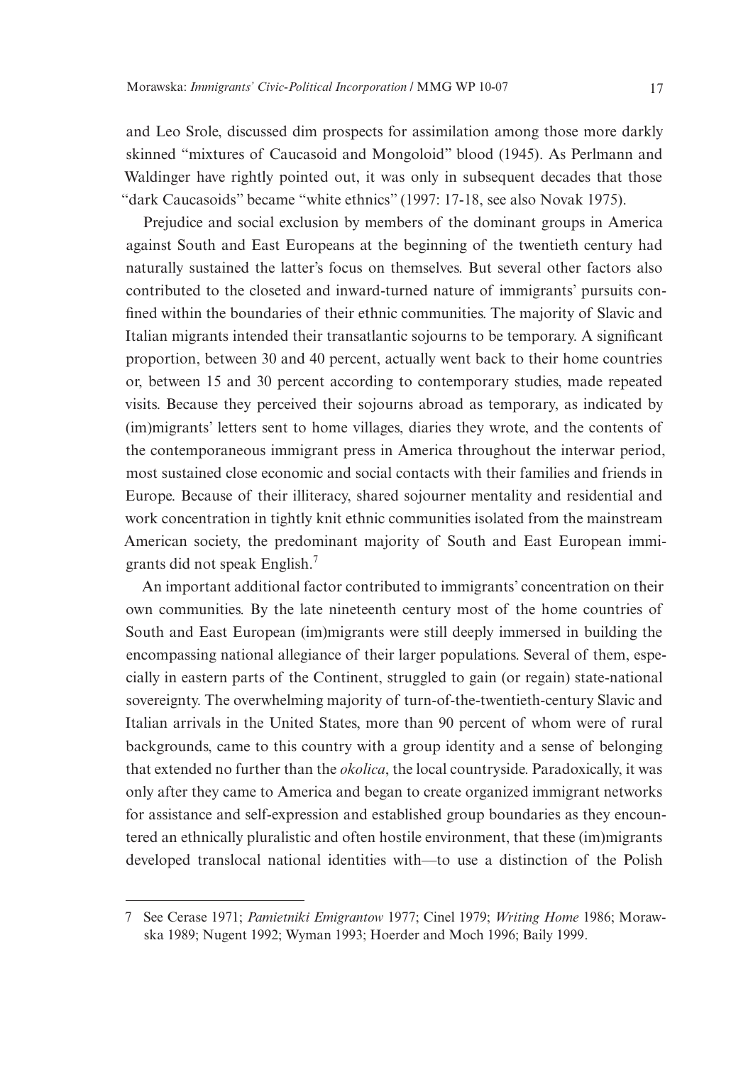and Leo Srole, discussed dim prospects for assimilation among those more darkly skinned "mixtures of Caucasoid and Mongoloid" blood (1945). As Perlmann and Waldinger have rightly pointed out, it was only in subsequent decades that those "dark Caucasoids" became "white ethnics" (1997: 17-18, see also Novak 1975).

Prejudice and social exclusion by members of the dominant groups in America against South and East Europeans at the beginning of the twentieth century had naturally sustained the latter's focus on themselves. But several other factors also contributed to the closeted and inward-turned nature of immigrants' pursuits confined within the boundaries of their ethnic communities. The majority of Slavic and Italian migrants intended their transatlantic sojourns to be temporary. A significant proportion, between 30 and 40 percent, actually went back to their home countries or, between 15 and 30 percent according to contemporary studies, made repeated visits. Because they perceived their sojourns abroad as temporary, as indicated by (im)migrants' letters sent to home villages, diaries they wrote, and the contents of the contemporaneous immigrant press in America throughout the interwar period, most sustained close economic and social contacts with their families and friends in Europe. Because of their illiteracy, shared sojourner mentality and residential and work concentration in tightly knit ethnic communities isolated from the mainstream American society, the predominant majority of South and East European immigrants did not speak English.[7]

An important additional factor contributed to immigrants' concentration on their own communities. By the late nineteenth century most of the home countries of South and East European (im)migrants were still deeply immersed in building the encompassing national allegiance of their larger populations. Several of them, especially in eastern parts of the Continent, struggled to gain (or regain) state-national sovereignty. The overwhelming majority of turn-of-the-twentieth-century Slavic and Italian arrivals in the United States, more than 90 percent of whom were of rural backgrounds, came to this country with a group identity and a sense of belonging that extended no further than the *okolica*, the local countryside. Paradoxically, it was only after they came to America and began to create organized immigrant networks for assistance and self-expression and established group boundaries as they encountered an ethnically pluralistic and often hostile environment, that these (im)migrants developed translocal national identities with—to use a distinction of the Polish

7 See Cerase 1971; *Pamietniki Emigrantow* 1977; Cinel 1979; *Writing Home* 1986; Morawska 1989; Nugent 1992; Wyman 1993; Hoerder and Moch 1996; Baily 1999.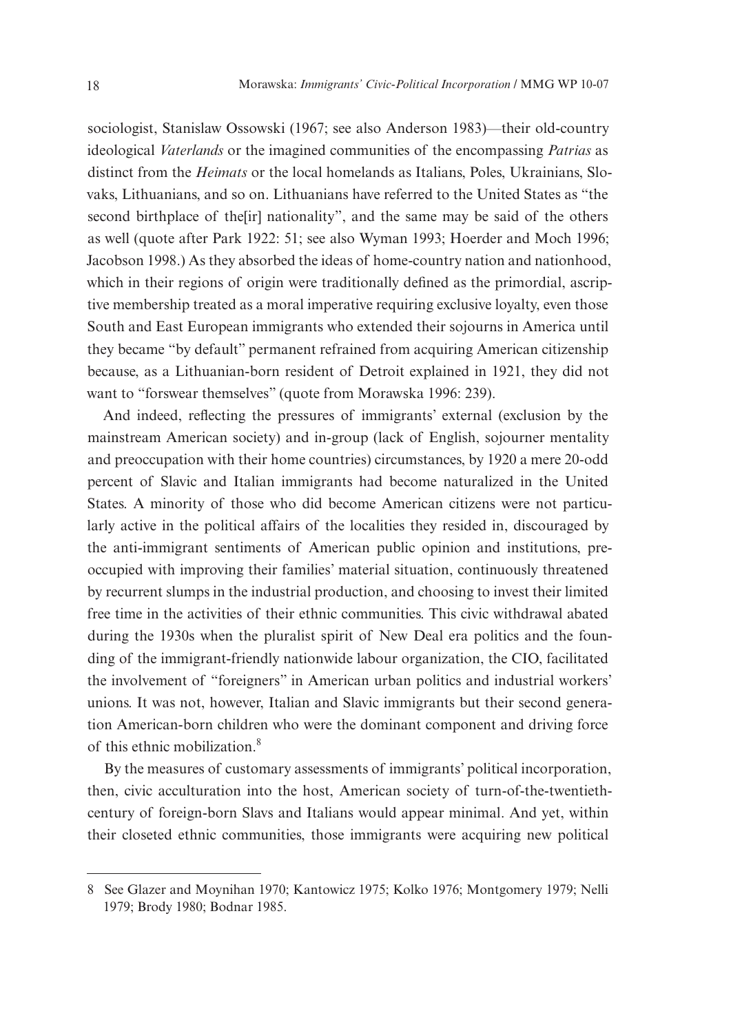sociologist, Stanislaw Ossowski (1967; see also Anderson 1983)—their old-country ideological *Vaterlands* or the imagined communities of the encompassing *Patrias* as distinct from the *Heimats* or the local homelands as Italians, Poles, Ukrainians, Slovaks, Lithuanians, and so on. Lithuanians have referred to the United States as "the second birthplace of the[ir] nationality", and the same may be said of the others as well (quote after Park 1922: 51; see also Wyman 1993; Hoerder and Moch 1996; Jacobson 1998.) As they absorbed the ideas of home-country nation and nationhood, which in their regions of origin were traditionally defined as the primordial, ascriptive membership treated as a moral imperative requiring exclusive loyalty, even those South and East European immigrants who extended their sojourns in America until they became "by default" permanent refrained from acquiring American citizenship because, as a Lithuanian-born resident of Detroit explained in 1921, they did not want to "forswear themselves" (quote from Morawska 1996: 239).

And indeed, reflecting the pressures of immigrants' external (exclusion by the mainstream American society) and in-group (lack of English, sojourner mentality and preoccupation with their home countries) circumstances, by 1920 a mere 20-odd percent of Slavic and Italian immigrants had become naturalized in the United States. A minority of those who did become American citizens were not particularly active in the political affairs of the localities they resided in, discouraged by the anti-immigrant sentiments of American public opinion and institutions, preoccupied with improving their families' material situation, continuously threatened by recurrent slumps in the industrial production, and choosing to invest their limited free time in the activities of their ethnic communities. This civic withdrawal abated during the 1930s when the pluralist spirit of New Deal era politics and the founding of the immigrant-friendly nationwide labour organization, the CIO, facilitated the involvement of "foreigners" in American urban politics and industrial workers' unions. It was not, however, Italian and Slavic immigrants but their second generation American-born children who were the dominant component and driving force of this ethnic mobilization.[8]

By the measures of customary assessments of immigrants' political incorporation, then, civic acculturation into the host, American society of turn-of-the-twentieth-century of foreign-born Slavs and Italians would appear minimal. And yet, within their closeted ethnic communities, those immigrants were acquiring new political

---

8 See Glazer and Moynihan 1970; Kantowicz 1975; Kolko 1976; Montgomery 1979; Nelli 1979; Brody 1980; Bodnar 1985.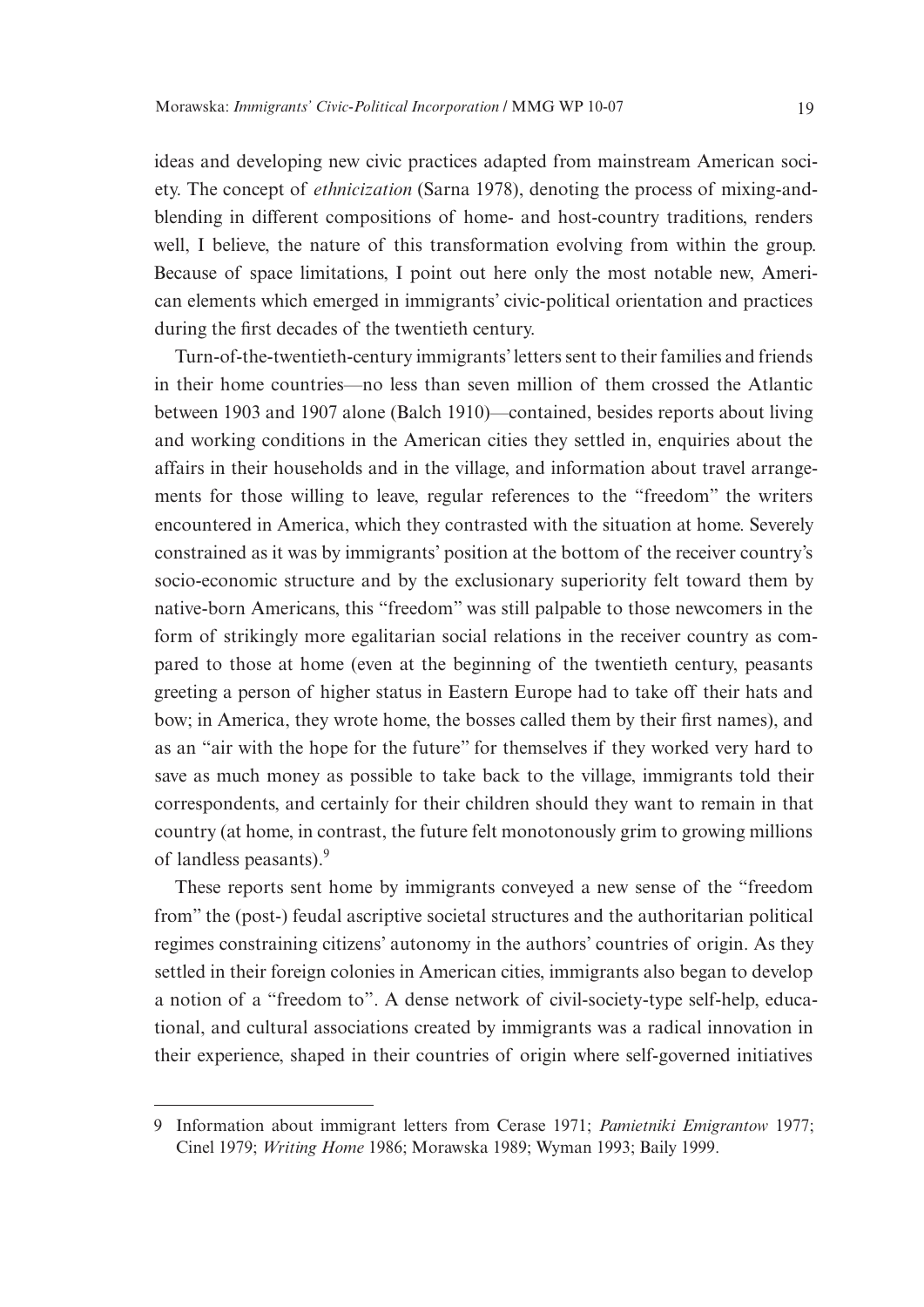ideas and developing new civic practices adapted from mainstream American society. The concept of *ethnicization* (Sarna 1978), denoting the process of mixing-and-blending in different compositions of home- and host-country traditions, renders well, I believe, the nature of this transformation evolving from within the group. Because of space limitations, I point out here only the most notable new, American elements which emerged in immigrants' civic-political orientation and practices during the first decades of the twentieth century.

Turn-of-the-twentieth-century immigrants' letters sent to their families and friends in their home countries—no less than seven million of them crossed the Atlantic between 1903 and 1907 alone (Balch 1910)—contained, besides reports about living and working conditions in the American cities they settled in, enquiries about the affairs in their households and in the village, and information about travel arrangements for those willing to leave, regular references to the "freedom" the writers encountered in America, which they contrasted with the situation at home. Severely constrained as it was by immigrants' position at the bottom of the receiver country's socio-economic structure and by the exclusionary superiority felt toward them by native-born Americans, this "freedom" was still palpable to those newcomers in the form of strikingly more egalitarian social relations in the receiver country as compared to those at home (even at the beginning of the twentieth century, peasants greeting a person of higher status in Eastern Europe had to take off their hats and bow; in America, they wrote home, the bosses called them by their first names), and as an "air with the hope for the future" for themselves if they worked very hard to save as much money as possible to take back to the village, immigrants told their correspondents, and certainly for their children should they want to remain in that country (at home, in contrast, the future felt monotonously grim to growing millions of landless peasants).[9]

These reports sent home by immigrants conveyed a new sense of the "freedom from" the (post-) feudal ascriptive societal structures and the authoritarian political regimes constraining citizens' autonomy in the authors' countries of origin. As they settled in their foreign colonies in American cities, immigrants also began to develop a notion of a "freedom to". A dense network of civil-society-type self-help, educational, and cultural associations created by immigrants was a radical innovation in their experience, shaped in their countries of origin where self-governed initiatives

9 Information about immigrant letters from Cerase 1971; *Pamietniki Emigrantow* 1977; Cinel 1979; *Writing Home* 1986; Morawska 1989; Wyman 1993; Baily 1999.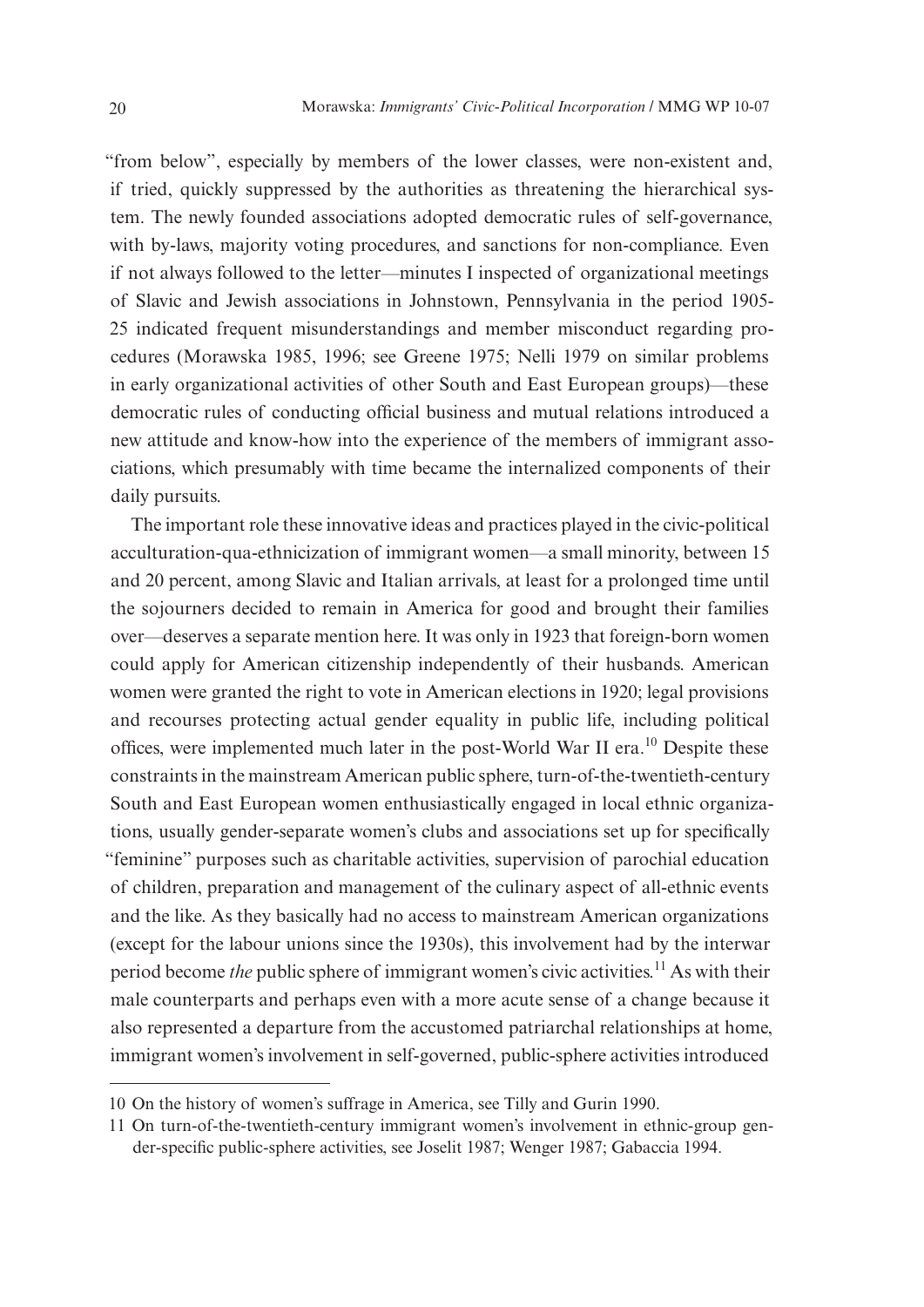"from below", especially by members of the lower classes, were non-existent and, if tried, quickly suppressed by the authorities as threatening the hierarchical system. The newly founded associations adopted democratic rules of self-governance, with by-laws, majority voting procedures, and sanctions for non-compliance. Even if not always followed to the letter—minutes I inspected of organizational meetings of Slavic and Jewish associations in Johnstown, Pennsylvania in the period 1905-25 indicated frequent misunderstandings and member misconduct regarding procedures (Morawska 1985, 1996; see Greene 1975; Nelli 1979 on similar problems in early organizational activities of other South and East European groups)—these democratic rules of conducting official business and mutual relations introduced a new attitude and know-how into the experience of the members of immigrant associations, which presumably with time became the internalized components of their daily pursuits.

The important role these innovative ideas and practices played in the civic-political acculturation-qua-ethnicization of immigrant women—a small minority, between 15 and 20 percent, among Slavic and Italian arrivals, at least for a prolonged time until the sojourners decided to remain in America for good and brought their families over—deserves a separate mention here. It was only in 1923 that foreign-born women could apply for American citizenship independently of their husbands. American women were granted the right to vote in American elections in 1920; legal provisions and recourses protecting actual gender equality in public life, including political offices, were implemented much later in the post-World War II era.[10] Despite these constraints in the mainstream American public sphere, turn-of-the-twentieth-century South and East European women enthusiastically engaged in local ethnic organizations, usually gender-separate women's clubs and associations set up for specifically "feminine" purposes such as charitable activities, supervision of parochial education of children, preparation and management of the culinary aspect of all-ethnic events and the like. As they basically had no access to mainstream American organizations (except for the labour unions since the 1930s), this involvement had by the interwar period become *the* public sphere of immigrant women's civic activities.[11] As with their male counterparts and perhaps even with a more acute sense of a change because it also represented a departure from the accustomed patriarchal relationships at home, immigrant women's involvement in self-governed, public-sphere activities introduced

10 On the history of women's suffrage in America, see Tilly and Gurin 1990.

11 On turn-of-the-twentieth-century immigrant women's involvement in ethnic-group gender-specific public-sphere activities, see Joselit 1987; Wenger 1987; Gabaccia 1994.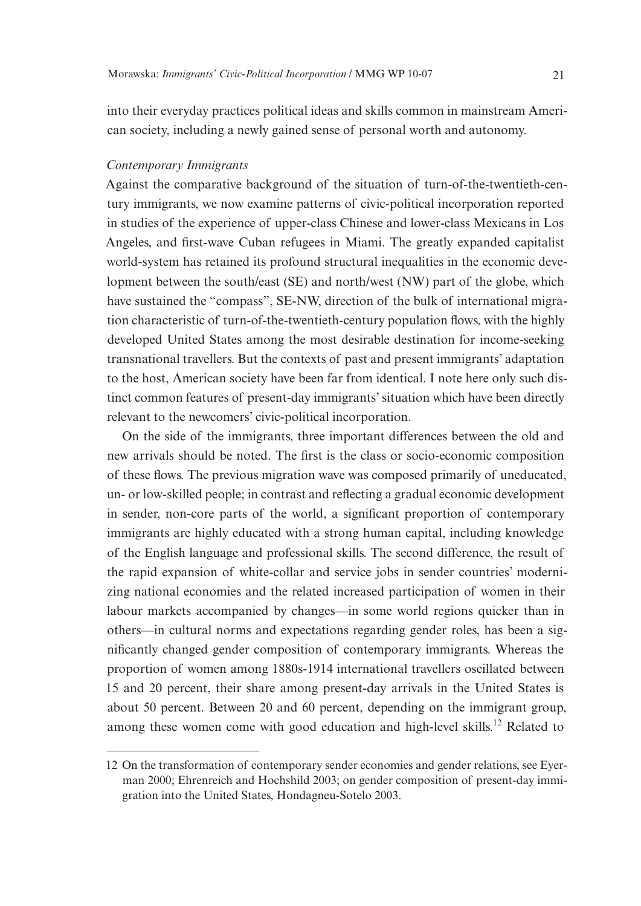into their everyday practices political ideas and skills common in mainstream American society, including a newly gained sense of personal worth and autonomy.

### *Contemporary Immigrants*

Against the comparative background of the situation of turn-of-the-twentieth-century immigrants, we now examine patterns of civic-political incorporation reported in studies of the experience of upper-class Chinese and lower-class Mexicans in Los Angeles, and first-wave Cuban refugees in Miami. The greatly expanded capitalist world-system has retained its profound structural inequalities in the economic development between the south/east (SE) and north/west (NW) part of the globe, which have sustained the "compass", SE-NW, direction of the bulk of international migration characteristic of turn-of-the-twentieth-century population flows, with the highly developed United States among the most desirable destination for income-seeking transnational travellers. But the contexts of past and present immigrants' adaptation to the host, American society have been far from identical. I note here only such distinct common features of present-day immigrants' situation which have been directly relevant to the newcomers' civic-political incorporation.

On the side of the immigrants, three important differences between the old and new arrivals should be noted. The first is the class or socio-economic composition of these flows. The previous migration wave was composed primarily of uneducated, un- or low-skilled people; in contrast and reflecting a gradual economic development in sender, non-core parts of the world, a significant proportion of contemporary immigrants are highly educated with a strong human capital, including knowledge of the English language and professional skills. The second difference, the result of the rapid expansion of white-collar and service jobs in sender countries' modernizing national economies and the related increased participation of women in their labour markets accompanied by changes—in some world regions quicker than in others—in cultural norms and expectations regarding gender roles, has been a significantly changed gender composition of contemporary immigrants. Whereas the proportion of women among 1880s-1914 international travellers oscillated between 15 and 20 percent, their share among present-day arrivals in the United States is about 50 percent. Between 20 and 60 percent, depending on the immigrant group, among these women come with good education and high-level skills.[12] Related to

12 On the transformation of contemporary sender economies and gender relations, see Eyerman 2000; Ehrenreich and Hochshild 2003; on gender composition of present-day immigration into the United States, Hondagneu-Sotelo 2003.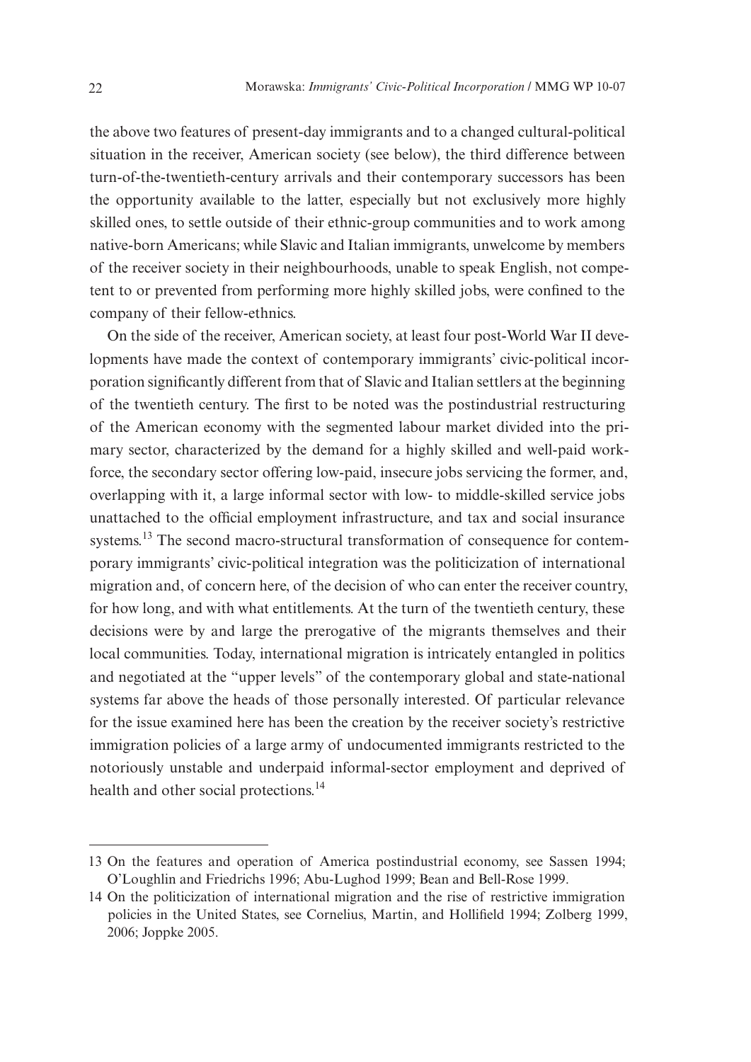the above two features of present-day immigrants and to a changed cultural-political situation in the receiver, American society (see below), the third difference between turn-of-the-twentieth-century arrivals and their contemporary successors has been the opportunity available to the latter, especially but not exclusively more highly skilled ones, to settle outside of their ethnic-group communities and to work among native-born Americans; while Slavic and Italian immigrants, unwelcome by members of the receiver society in their neighbourhoods, unable to speak English, not competent to or prevented from performing more highly skilled jobs, were confined to the company of their fellow-ethnics.

On the side of the receiver, American society, at least four post-World War II developments have made the context of contemporary immigrants' civic-political incorporation significantly different from that of Slavic and Italian settlers at the beginning of the twentieth century. The first to be noted was the postindustrial restructuring of the American economy with the segmented labour market divided into the primary sector, characterized by the demand for a highly skilled and well-paid workforce, the secondary sector offering low-paid, insecure jobs servicing the former, and, overlapping with it, a large informal sector with low- to middle-skilled service jobs unattached to the official employment infrastructure, and tax and social insurance systems.[13] The second macro-structural transformation of consequence for contemporary immigrants' civic-political integration was the politicization of international migration and, of concern here, of the decision of who can enter the receiver country, for how long, and with what entitlements. At the turn of the twentieth century, these decisions were by and large the prerogative of the migrants themselves and their local communities. Today, international migration is intricately entangled in politics and negotiated at the "upper levels" of the contemporary global and state-national systems far above the heads of those personally interested. Of particular relevance for the issue examined here has been the creation by the receiver society's restrictive immigration policies of a large army of undocumented immigrants restricted to the notoriously unstable and underpaid informal-sector employment and deprived of health and other social protections.[14]

---

13 On the features and operation of America postindustrial economy, see Sassen 1994; O'Loughlin and Friedrichs 1996; Abu-Lughod 1999; Bean and Bell-Rose 1999.

14 On the politicization of international migration and the rise of restrictive immigration policies in the United States, see Cornelius, Martin, and Hollifield 1994; Zolberg 1999, 2006; Joppke 2005.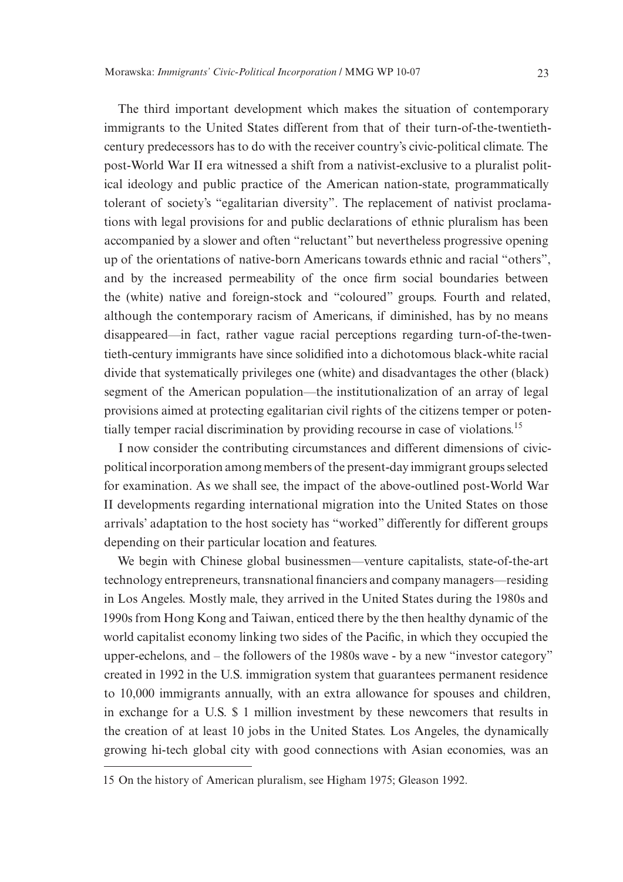The third important development which makes the situation of contemporary immigrants to the United States different from that of their turn-of-the-twentieth-century predecessors has to do with the receiver country's civic-political climate. The post-World War II era witnessed a shift from a nativist-exclusive to a pluralist political ideology and public practice of the American nation-state, programmatically tolerant of society's "egalitarian diversity". The replacement of nativist proclamations with legal provisions for and public declarations of ethnic pluralism has been accompanied by a slower and often "reluctant" but nevertheless progressive opening up of the orientations of native-born Americans towards ethnic and racial "others", and by the increased permeability of the once firm social boundaries between the (white) native and foreign-stock and "coloured" groups. Fourth and related, although the contemporary racism of Americans, if diminished, has by no means disappeared—in fact, rather vague racial perceptions regarding turn-of-the-twentieth-century immigrants have since solidified into a dichotomous black-white racial divide that systematically privileges one (white) and disadvantages the other (black) segment of the American population—the institutionalization of an array of legal provisions aimed at protecting egalitarian civil rights of the citizens temper or potentially temper racial discrimination by providing recourse in case of violations.[15]

I now consider the contributing circumstances and different dimensions of civic-political incorporation among members of the present-day immigrant groups selected for examination. As we shall see, the impact of the above-outlined post-World War II developments regarding international migration into the United States on those arrivals' adaptation to the host society has "worked" differently for different groups depending on their particular location and features.

We begin with Chinese global businessmen—venture capitalists, state-of-the-art technology entrepreneurs, transnational financiers and company managers—residing in Los Angeles. Mostly male, they arrived in the United States during the 1980s and 1990s from Hong Kong and Taiwan, enticed there by the then healthy dynamic of the world capitalist economy linking two sides of the Pacific, in which they occupied the upper-echelons, and – the followers of the 1980s wave - by a new "investor category" created in 1992 in the U.S. immigration system that guarantees permanent residence to 10,000 immigrants annually, with an extra allowance for spouses and children, in exchange for a U.S. $ 1 million investment by these newcomers that results in the creation of at least 10 jobs in the United States. Los Angeles, the dynamically growing hi-tech global city with good connections with Asian economies, was an

15 On the history of American pluralism, see Higham 1975; Gleason 1992.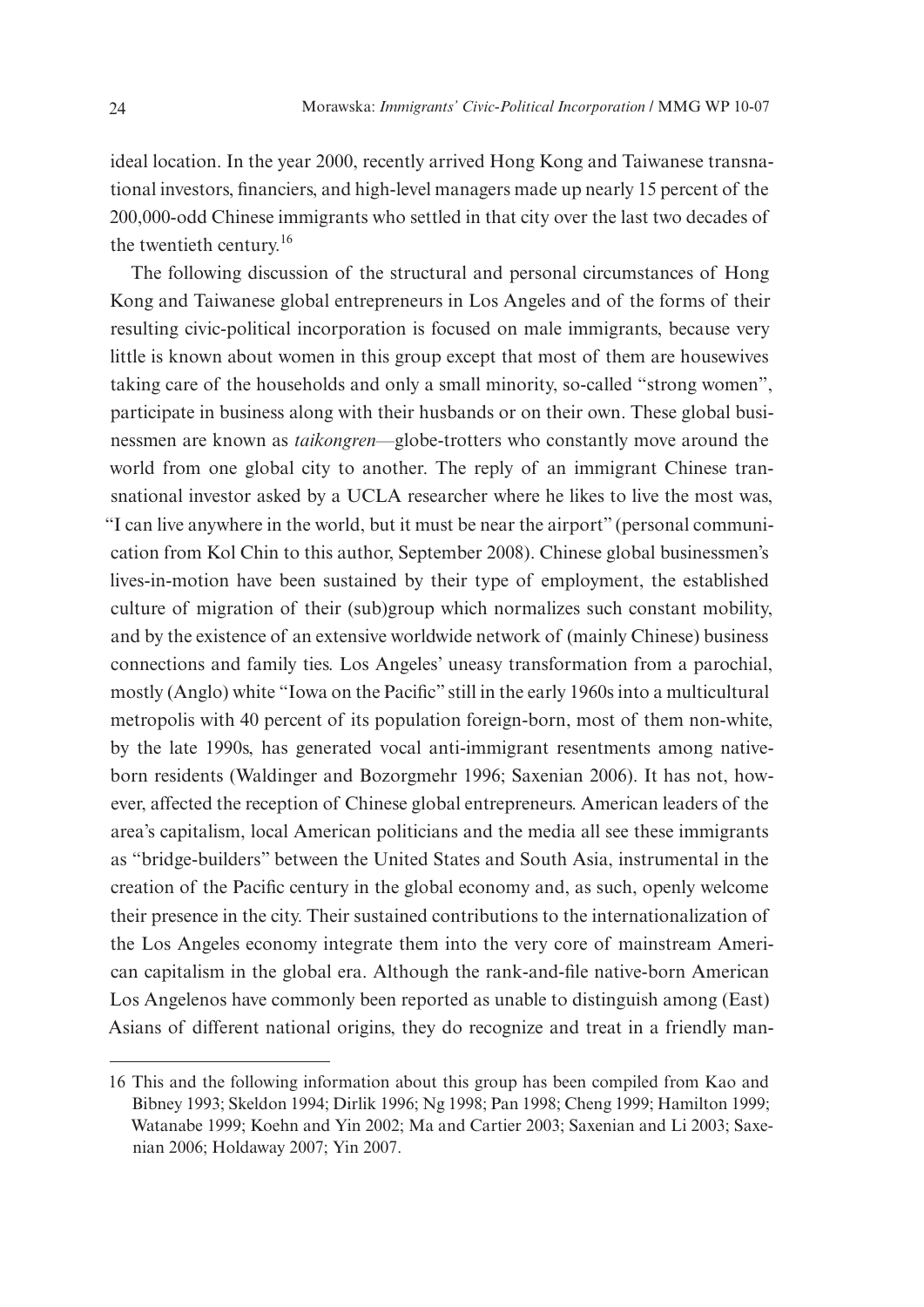ideal location. In the year 2000, recently arrived Hong Kong and Taiwanese transnational investors, financiers, and high-level managers made up nearly 15 percent of the 200,000-odd Chinese immigrants who settled in that city over the last two decades of the twentieth century.[16]

The following discussion of the structural and personal circumstances of Hong Kong and Taiwanese global entrepreneurs in Los Angeles and of the forms of their resulting civic-political incorporation is focused on male immigrants, because very little is known about women in this group except that most of them are housewives taking care of the households and only a small minority, so-called "strong women", participate in business along with their husbands or on their own. These global businessmen are known as *taikongren*—globe-trotters who constantly move around the world from one global city to another. The reply of an immigrant Chinese transnational investor asked by a UCLA researcher where he likes to live the most was, "I can live anywhere in the world, but it must be near the airport" (personal communication from Kol Chin to this author, September 2008). Chinese global businessmen's lives-in-motion have been sustained by their type of employment, the established culture of migration of their (sub)group which normalizes such constant mobility, and by the existence of an extensive worldwide network of (mainly Chinese) business connections and family ties. Los Angeles' uneasy transformation from a parochial, mostly (Anglo) white "Iowa on the Pacific" still in the early 1960s into a multicultural metropolis with 40 percent of its population foreign-born, most of them non-white, by the late 1990s, has generated vocal anti-immigrant resentments among native-born residents (Waldinger and Bozorgmehr 1996; Saxenian 2006). It has not, however, affected the reception of Chinese global entrepreneurs. American leaders of the area's capitalism, local American politicians and the media all see these immigrants as "bridge-builders" between the United States and South Asia, instrumental in the creation of the Pacific century in the global economy and, as such, openly welcome their presence in the city. Their sustained contributions to the internationalization of the Los Angeles economy integrate them into the very core of mainstream American capitalism in the global era. Although the rank-and-file native-born American Los Angelenos have commonly been reported as unable to distinguish among (East) Asians of different national origins, they do recognize and treat in a friendly man-

16 This and the following information about this group has been compiled from Kao and Bibney 1993; Skeldon 1994; Dirlik 1996; Ng 1998; Pan 1998; Cheng 1999; Hamilton 1999; Watanabe 1999; Koehn and Yin 2002; Ma and Cartier 2003; Saxenian and Li 2003; Saxenian 2006; Holdaway 2007; Yin 2007.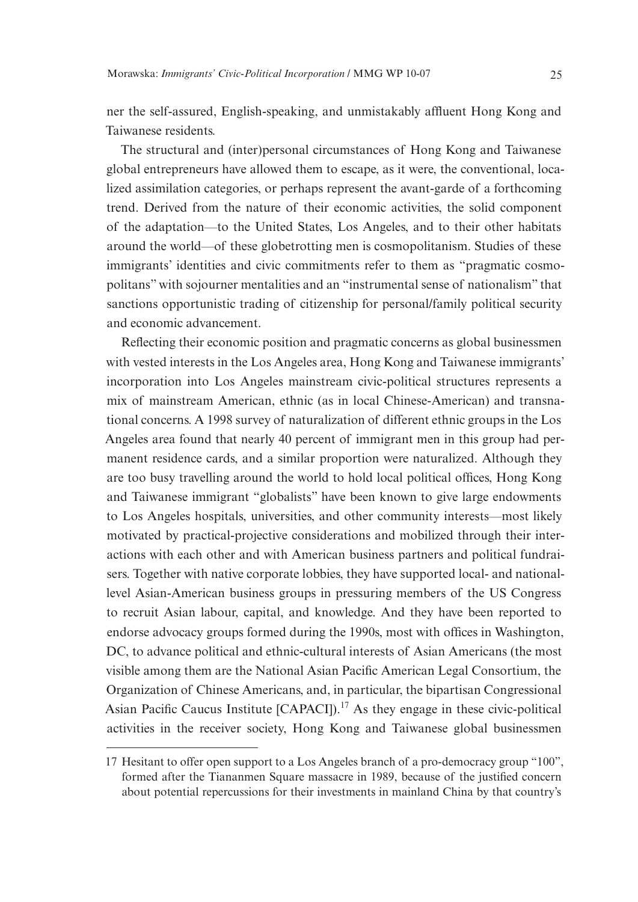ner the self-assured, English-speaking, and unmistakably affluent Hong Kong and Taiwanese residents.

The structural and (inter)personal circumstances of Hong Kong and Taiwanese global entrepreneurs have allowed them to escape, as it were, the conventional, localized assimilation categories, or perhaps represent the avant-garde of a forthcoming trend. Derived from the nature of their economic activities, the solid component of the adaptation—to the United States, Los Angeles, and to their other habitats around the world—of these globetrotting men is cosmopolitanism. Studies of these immigrants' identities and civic commitments refer to them as "pragmatic cosmopolitans" with sojourner mentalities and an "instrumental sense of nationalism" that sanctions opportunistic trading of citizenship for personal/family political security and economic advancement.

Reflecting their economic position and pragmatic concerns as global businessmen with vested interests in the Los Angeles area, Hong Kong and Taiwanese immigrants' incorporation into Los Angeles mainstream civic-political structures represents a mix of mainstream American, ethnic (as in local Chinese-American) and transnational concerns. A 1998 survey of naturalization of different ethnic groups in the Los Angeles area found that nearly 40 percent of immigrant men in this group had permanent residence cards, and a similar proportion were naturalized. Although they are too busy travelling around the world to hold local political offices, Hong Kong and Taiwanese immigrant "globalists" have been known to give large endowments to Los Angeles hospitals, universities, and other community interests—most likely motivated by practical-projective considerations and mobilized through their interactions with each other and with American business partners and political fundraisers. Together with native corporate lobbies, they have supported local- and national-level Asian-American business groups in pressuring members of the US Congress to recruit Asian labour, capital, and knowledge. And they have been reported to endorse advocacy groups formed during the 1990s, most with offices in Washington, DC, to advance political and ethnic-cultural interests of Asian Americans (the most visible among them are the National Asian Pacific American Legal Consortium, the Organization of Chinese Americans, and, in particular, the bipartisan Congressional Asian Pacific Caucus Institute [CAPACI]).[17] As they engage in these civic-political activities in the receiver society, Hong Kong and Taiwanese global businessmen

17 Hesitant to offer open support to a Los Angeles branch of a pro-democracy group "100", formed after the Tiananmen Square massacre in 1989, because of the justified concern about potential repercussions for their investments in mainland China by that country's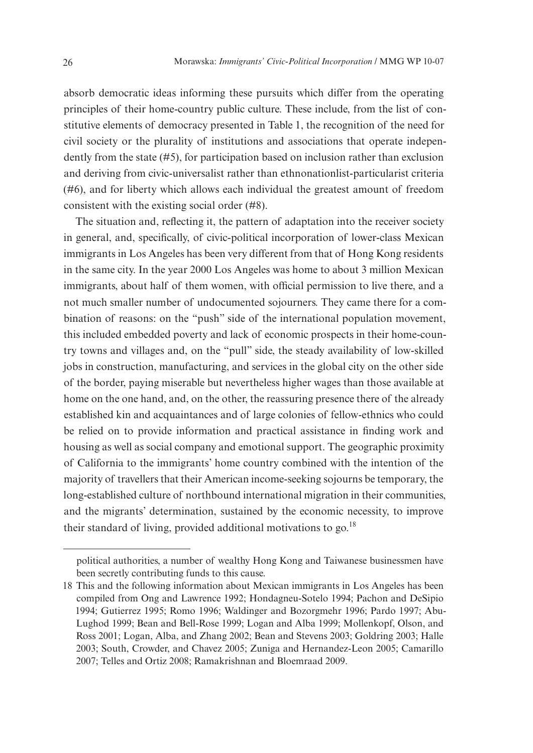absorb democratic ideas informing these pursuits which differ from the operating principles of their home-country public culture. These include, from the list of constitutive elements of democracy presented in Table 1, the recognition of the need for civil society or the plurality of institutions and associations that operate independently from the state (#5), for participation based on inclusion rather than exclusion and deriving from civic-universalist rather than ethnonationlist-particularist criteria (#6), and for liberty which allows each individual the greatest amount of freedom consistent with the existing social order (#8).

The situation and, reflecting it, the pattern of adaptation into the receiver society in general, and, specifically, of civic-political incorporation of lower-class Mexican immigrants in Los Angeles has been very different from that of Hong Kong residents in the same city. In the year 2000 Los Angeles was home to about 3 million Mexican immigrants, about half of them women, with official permission to live there, and a not much smaller number of undocumented sojourners. They came there for a combination of reasons: on the "push" side of the international population movement, this included embedded poverty and lack of economic prospects in their home-country towns and villages and, on the "pull" side, the steady availability of low-skilled jobs in construction, manufacturing, and services in the global city on the other side of the border, paying miserable but nevertheless higher wages than those available at home on the one hand, and, on the other, the reassuring presence there of the already established kin and acquaintances and of large colonies of fellow-ethnics who could be relied on to provide information and practical assistance in finding work and housing as well as social company and emotional support. The geographic proximity of California to the immigrants' home country combined with the intention of the majority of travellers that their American income-seeking sojourns be temporary, the long-established culture of northbound international migration in their communities, and the migrants' determination, sustained by the economic necessity, to improve their standard of living, provided additional motivations to go.[18]

---

political authorities, a number of wealthy Hong Kong and Taiwanese businessmen have been secretly contributing funds to this cause.

18 This and the following information about Mexican immigrants in Los Angeles has been compiled from Ong and Lawrence 1992; Hondagneu-Sotelo 1994; Pachon and DeSipio 1994; Gutierrez 1995; Romo 1996; Waldinger and Bozorgmehr 1996; Pardo 1997; Abu-Lughod 1999; Bean and Bell-Rose 1999; Logan and Alba 1999; Mollenkopf, Olson, and Ross 2001; Logan, Alba, and Zhang 2002; Bean and Stevens 2003; Goldring 2003; Halle 2003; South, Crowder, and Chavez 2005; Zuniga and Hernandez-Leon 2005; Camarillo 2007; Telles and Ortiz 2008; Ramakrishnan and Bloemraad 2009.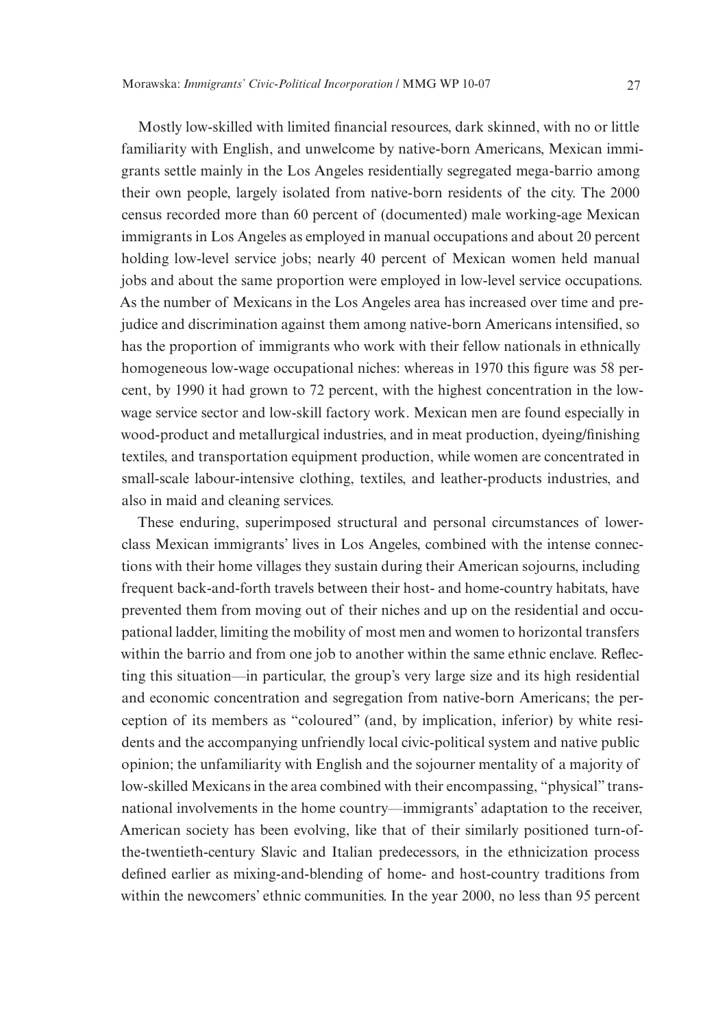Mostly low-skilled with limited financial resources, dark skinned, with no or little familiarity with English, and unwelcome by native-born Americans, Mexican immigrants settle mainly in the Los Angeles residentially segregated mega-barrio among their own people, largely isolated from native-born residents of the city. The 2000 census recorded more than 60 percent of (documented) male working-age Mexican immigrants in Los Angeles as employed in manual occupations and about 20 percent holding low-level service jobs; nearly 40 percent of Mexican women held manual jobs and about the same proportion were employed in low-level service occupations. As the number of Mexicans in the Los Angeles area has increased over time and prejudice and discrimination against them among native-born Americans intensified, so has the proportion of immigrants who work with their fellow nationals in ethnically homogeneous low-wage occupational niches: whereas in 1970 this figure was 58 percent, by 1990 it had grown to 72 percent, with the highest concentration in the low-wage service sector and low-skill factory work. Mexican men are found especially in wood-product and metallurgical industries, and in meat production, dyeing/finishing textiles, and transportation equipment production, while women are concentrated in small-scale labour-intensive clothing, textiles, and leather-products industries, and also in maid and cleaning services.

These enduring, superimposed structural and personal circumstances of lower-class Mexican immigrants' lives in Los Angeles, combined with the intense connections with their home villages they sustain during their American sojourns, including frequent back-and-forth travels between their host- and home-country habitats, have prevented them from moving out of their niches and up on the residential and occupational ladder, limiting the mobility of most men and women to horizontal transfers within the barrio and from one job to another within the same ethnic enclave. Reflecting this situation—in particular, the group's very large size and its high residential and economic concentration and segregation from native-born Americans; the perception of its members as "coloured" (and, by implication, inferior) by white residents and the accompanying unfriendly local civic-political system and native public opinion; the unfamiliarity with English and the sojourner mentality of a majority of low-skilled Mexicans in the area combined with their encompassing, "physical" transnational involvements in the home country—immigrants' adaptation to the receiver, American society has been evolving, like that of their similarly positioned turn-of-the-twentieth-century Slavic and Italian predecessors, in the ethnicization process defined earlier as mixing-and-blending of home- and host-country traditions from within the newcomers' ethnic communities. In the year 2000, no less than 95 percent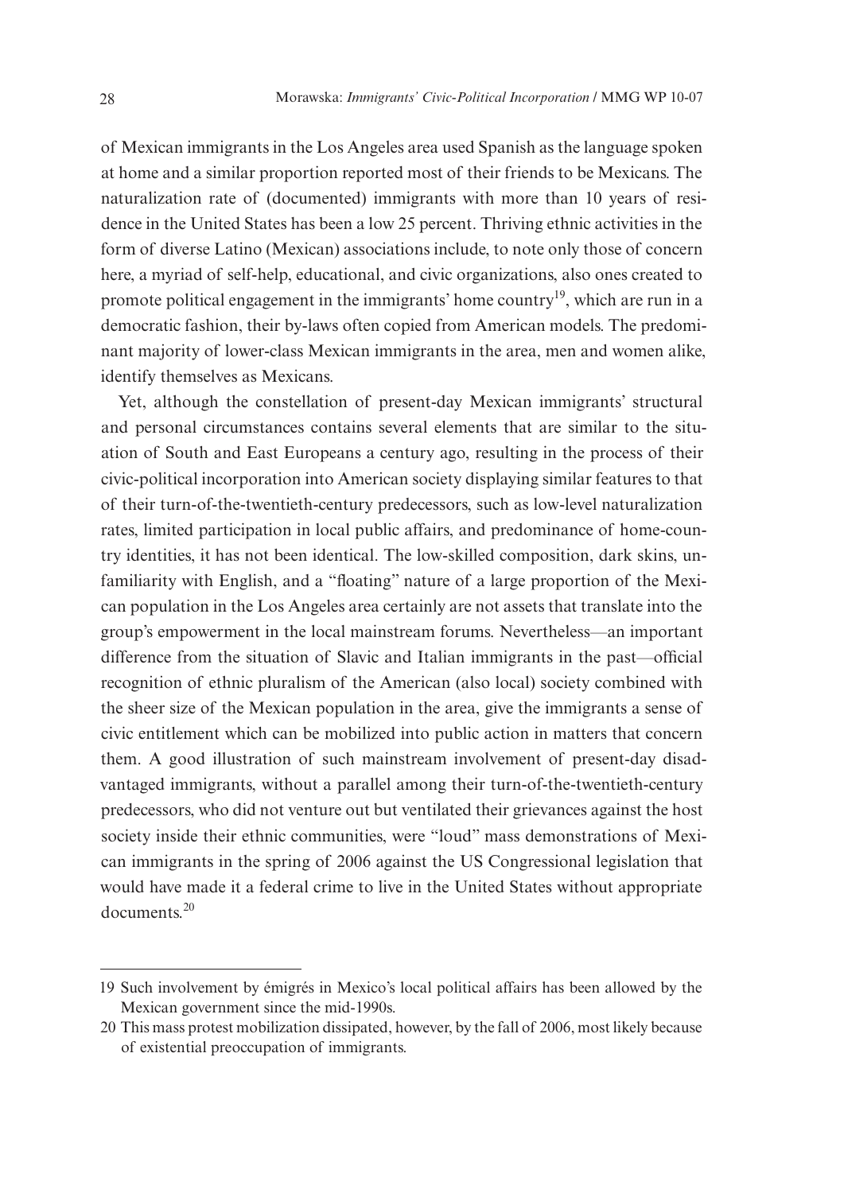of Mexican immigrants in the Los Angeles area used Spanish as the language spoken at home and a similar proportion reported most of their friends to be Mexicans. The naturalization rate of (documented) immigrants with more than 10 years of residence in the United States has been a low 25 percent. Thriving ethnic activities in the form of diverse Latino (Mexican) associations include, to note only those of concern here, a myriad of self-help, educational, and civic organizations, also ones created to promote political engagement in the immigrants' home country[19], which are run in a democratic fashion, their by-laws often copied from American models. The predominant majority of lower-class Mexican immigrants in the area, men and women alike, identify themselves as Mexicans.

Yet, although the constellation of present-day Mexican immigrants' structural and personal circumstances contains several elements that are similar to the situation of South and East Europeans a century ago, resulting in the process of their civic-political incorporation into American society displaying similar features to that of their turn-of-the-twentieth-century predecessors, such as low-level naturalization rates, limited participation in local public affairs, and predominance of home-country identities, it has not been identical. The low-skilled composition, dark skins, unfamiliarity with English, and a "floating" nature of a large proportion of the Mexican population in the Los Angeles area certainly are not assets that translate into the group's empowerment in the local mainstream forums. Nevertheless—an important difference from the situation of Slavic and Italian immigrants in the past—official recognition of ethnic pluralism of the American (also local) society combined with the sheer size of the Mexican population in the area, give the immigrants a sense of civic entitlement which can be mobilized into public action in matters that concern them. A good illustration of such mainstream involvement of present-day disadvantaged immigrants, without a parallel among their turn-of-the-twentieth-century predecessors, who did not venture out but ventilated their grievances against the host society inside their ethnic communities, were "loud" mass demonstrations of Mexican immigrants in the spring of 2006 against the US Congressional legislation that would have made it a federal crime to live in the United States without appropriate documents.[20]

---

19 Such involvement by émigrés in Mexico's local political affairs has been allowed by the Mexican government since the mid-1990s.

20 This mass protest mobilization dissipated, however, by the fall of 2006, most likely because of existential preoccupation of immigrants.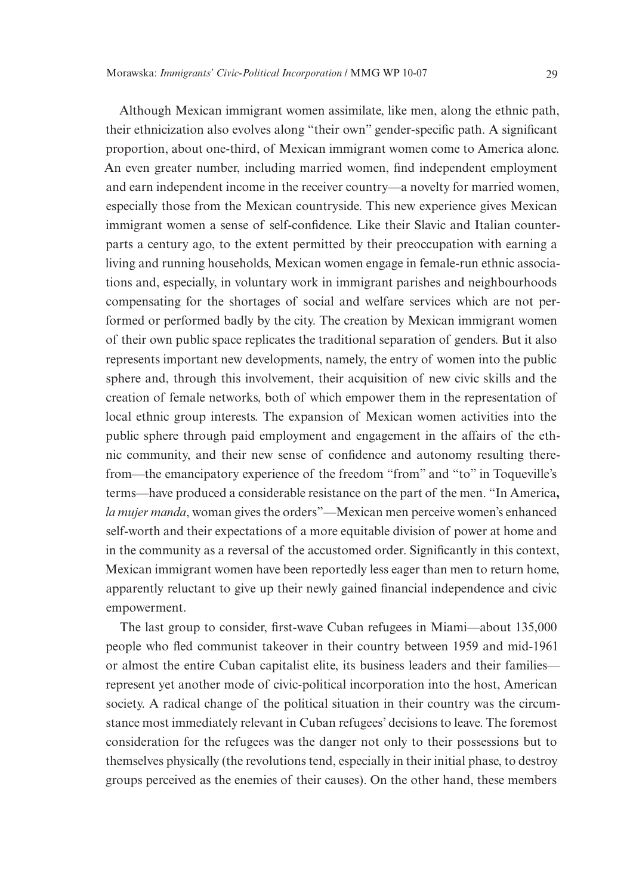Although Mexican immigrant women assimilate, like men, along the ethnic path, their ethnicization also evolves along "their own" gender-specific path. A significant proportion, about one-third, of Mexican immigrant women come to America alone. An even greater number, including married women, find independent employment and earn independent income in the receiver country—a novelty for married women, especially those from the Mexican countryside. This new experience gives Mexican immigrant women a sense of self-confidence. Like their Slavic and Italian counterparts a century ago, to the extent permitted by their preoccupation with earning a living and running households, Mexican women engage in female-run ethnic associations and, especially, in voluntary work in immigrant parishes and neighbourhoods compensating for the shortages of social and welfare services which are not performed or performed badly by the city. The creation by Mexican immigrant women of their own public space replicates the traditional separation of genders. But it also represents important new developments, namely, the entry of women into the public sphere and, through this involvement, their acquisition of new civic skills and the creation of female networks, both of which empower them in the representation of local ethnic group interests. The expansion of Mexican women activities into the public sphere through paid employment and engagement in the affairs of the ethnic community, and their new sense of confidence and autonomy resulting therefrom—the emancipatory experience of the freedom "from" and "to" in Toqueville's terms—have produced a considerable resistance on the part of the men. "In America**,** *la mujer manda*, woman gives the orders"—Mexican men perceive women's enhanced self-worth and their expectations of a more equitable division of power at home and in the community as a reversal of the accustomed order. Significantly in this context, Mexican immigrant women have been reportedly less eager than men to return home, apparently reluctant to give up their newly gained financial independence and civic empowerment.

The last group to consider, first-wave Cuban refugees in Miami—about 135,000 people who fled communist takeover in their country between 1959 and mid-1961 or almost the entire Cuban capitalist elite, its business leaders and their families—represent yet another mode of civic-political incorporation into the host, American society. A radical change of the political situation in their country was the circumstance most immediately relevant in Cuban refugees' decisions to leave. The foremost consideration for the refugees was the danger not only to their possessions but to themselves physically (the revolutions tend, especially in their initial phase, to destroy groups perceived as the enemies of their causes). On the other hand, these members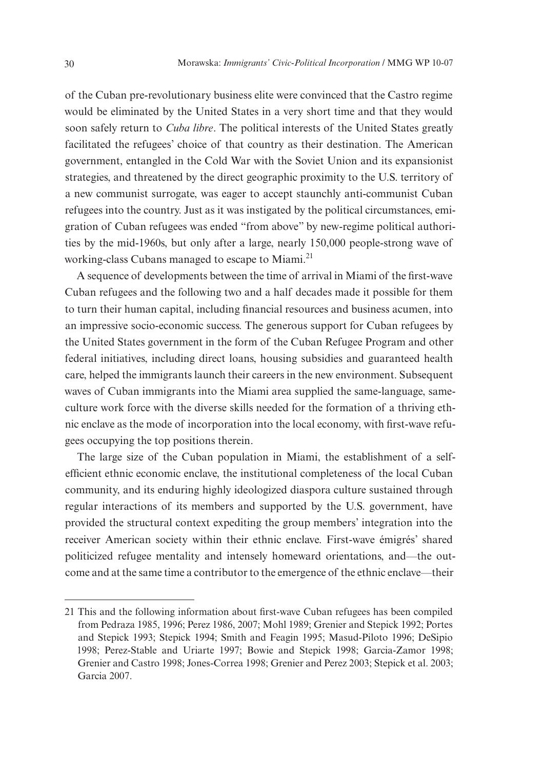of the Cuban pre-revolutionary business elite were convinced that the Castro regime would be eliminated by the United States in a very short time and that they would soon safely return to *Cuba libre*. The political interests of the United States greatly facilitated the refugees' choice of that country as their destination. The American government, entangled in the Cold War with the Soviet Union and its expansionist strategies, and threatened by the direct geographic proximity to the U.S. territory of a new communist surrogate, was eager to accept staunchly anti-communist Cuban refugees into the country. Just as it was instigated by the political circumstances, emigration of Cuban refugees was ended "from above" by new-regime political authorities by the mid-1960s, but only after a large, nearly 150,000 people-strong wave of working-class Cubans managed to escape to Miami.[21]

A sequence of developments between the time of arrival in Miami of the first-wave Cuban refugees and the following two and a half decades made it possible for them to turn their human capital, including financial resources and business acumen, into an impressive socio-economic success. The generous support for Cuban refugees by the United States government in the form of the Cuban Refugee Program and other federal initiatives, including direct loans, housing subsidies and guaranteed health care, helped the immigrants launch their careers in the new environment. Subsequent waves of Cuban immigrants into the Miami area supplied the same-language, same-culture work force with the diverse skills needed for the formation of a thriving ethnic enclave as the mode of incorporation into the local economy, with first-wave refugees occupying the top positions therein.

The large size of the Cuban population in Miami, the establishment of a self-efficient ethnic economic enclave, the institutional completeness of the local Cuban community, and its enduring highly ideologized diaspora culture sustained through regular interactions of its members and supported by the U.S. government, have provided the structural context expediting the group members' integration into the receiver American society within their ethnic enclave. First-wave émigrés' shared politicized refugee mentality and intensely homeward orientations, and—the outcome and at the same time a contributor to the emergence of the ethnic enclave—their

---

21 This and the following information about first-wave Cuban refugees has been compiled from Pedraza 1985, 1996; Perez 1986, 2007; Mohl 1989; Grenier and Stepick 1992; Portes and Stepick 1993; Stepick 1994; Smith and Feagin 1995; Masud-Piloto 1996; DeSipio 1998; Perez-Stable and Uriarte 1997; Bowie and Stepick 1998; Garcia-Zamor 1998; Grenier and Castro 1998; Jones-Correa 1998; Grenier and Perez 2003; Stepick et al. 2003; Garcia 2007.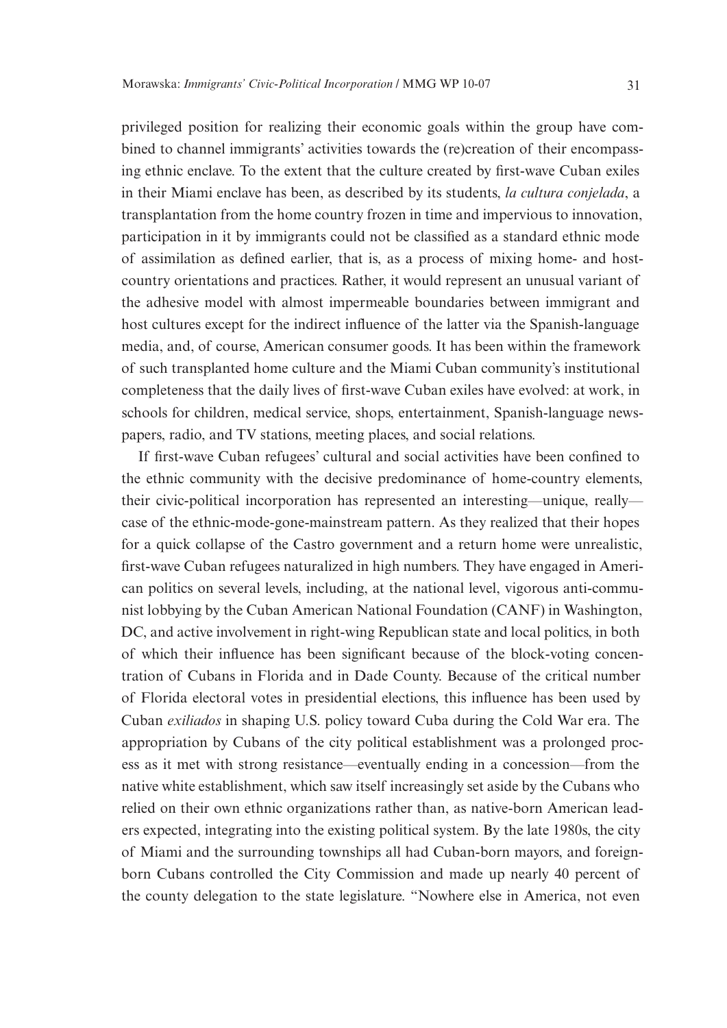privileged position for realizing their economic goals within the group have combined to channel immigrants' activities towards the (re)creation of their encompassing ethnic enclave. To the extent that the culture created by first-wave Cuban exiles in their Miami enclave has been, as described by its students, *la cultura conjelada*, a transplantation from the home country frozen in time and impervious to innovation, participation in it by immigrants could not be classified as a standard ethnic mode of assimilation as defined earlier, that is, as a process of mixing home- and host-country orientations and practices. Rather, it would represent an unusual variant of the adhesive model with almost impermeable boundaries between immigrant and host cultures except for the indirect influence of the latter via the Spanish-language media, and, of course, American consumer goods. It has been within the framework of such transplanted home culture and the Miami Cuban community's institutional completeness that the daily lives of first-wave Cuban exiles have evolved: at work, in schools for children, medical service, shops, entertainment, Spanish-language newspapers, radio, and TV stations, meeting places, and social relations.

If first-wave Cuban refugees' cultural and social activities have been confined to the ethnic community with the decisive predominance of home-country elements, their civic-political incorporation has represented an interesting—unique, really—case of the ethnic-mode-gone-mainstream pattern. As they realized that their hopes for a quick collapse of the Castro government and a return home were unrealistic, first-wave Cuban refugees naturalized in high numbers. They have engaged in American politics on several levels, including, at the national level, vigorous anti-communist lobbying by the Cuban American National Foundation (CANF) in Washington, DC, and active involvement in right-wing Republican state and local politics, in both of which their influence has been significant because of the block-voting concentration of Cubans in Florida and in Dade County. Because of the critical number of Florida electoral votes in presidential elections, this influence has been used by Cuban *exiliados* in shaping U.S. policy toward Cuba during the Cold War era. The appropriation by Cubans of the city political establishment was a prolonged process as it met with strong resistance—eventually ending in a concession—from the native white establishment, which saw itself increasingly set aside by the Cubans who relied on their own ethnic organizations rather than, as native-born American leaders expected, integrating into the existing political system. By the late 1980s, the city of Miami and the surrounding townships all had Cuban-born mayors, and foreign-born Cubans controlled the City Commission and made up nearly 40 percent of the county delegation to the state legislature. "Nowhere else in America, not even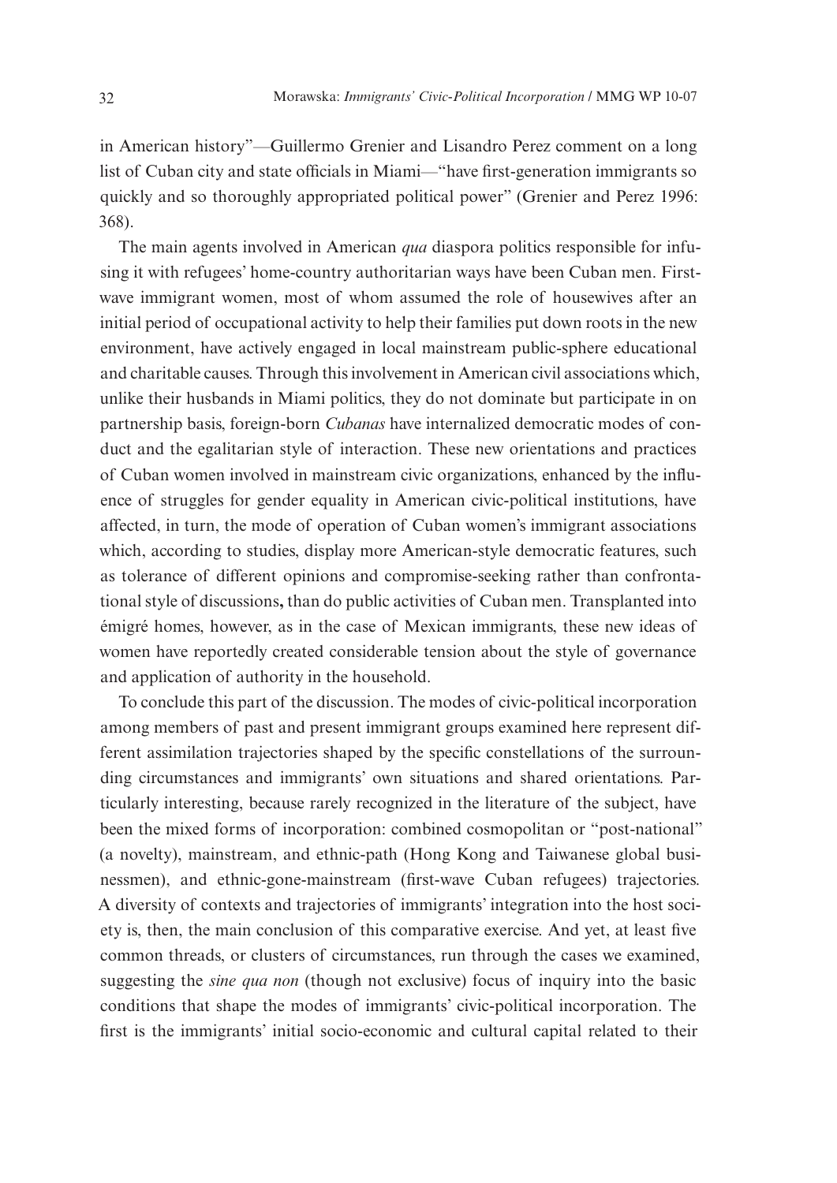in American history"—Guillermo Grenier and Lisandro Perez comment on a long list of Cuban city and state officials in Miami—"have first-generation immigrants so quickly and so thoroughly appropriated political power" (Grenier and Perez 1996: 368).

The main agents involved in American *qua* diaspora politics responsible for infusing it with refugees' home-country authoritarian ways have been Cuban men. First-wave immigrant women, most of whom assumed the role of housewives after an initial period of occupational activity to help their families put down roots in the new environment, have actively engaged in local mainstream public-sphere educational and charitable causes. Through this involvement in American civil associations which, unlike their husbands in Miami politics, they do not dominate but participate in on partnership basis, foreign-born *Cubanas* have internalized democratic modes of conduct and the egalitarian style of interaction. These new orientations and practices of Cuban women involved in mainstream civic organizations, enhanced by the influence of struggles for gender equality in American civic-political institutions, have affected, in turn, the mode of operation of Cuban women's immigrant associations which, according to studies, display more American-style democratic features, such as tolerance of different opinions and compromise-seeking rather than confrontational style of discussions**,** than do public activities of Cuban men. Transplanted into émigré homes, however, as in the case of Mexican immigrants, these new ideas of women have reportedly created considerable tension about the style of governance and application of authority in the household.

To conclude this part of the discussion. The modes of civic-political incorporation among members of past and present immigrant groups examined here represent different assimilation trajectories shaped by the specific constellations of the surrounding circumstances and immigrants' own situations and shared orientations. Particularly interesting, because rarely recognized in the literature of the subject, have been the mixed forms of incorporation: combined cosmopolitan or "post-national" (a novelty), mainstream, and ethnic-path (Hong Kong and Taiwanese global businessmen), and ethnic-gone-mainstream (first-wave Cuban refugees) trajectories. A diversity of contexts and trajectories of immigrants' integration into the host society is, then, the main conclusion of this comparative exercise. And yet, at least five common threads, or clusters of circumstances, run through the cases we examined, suggesting the *sine qua non* (though not exclusive) focus of inquiry into the basic conditions that shape the modes of immigrants' civic-political incorporation. The first is the immigrants' initial socio-economic and cultural capital related to their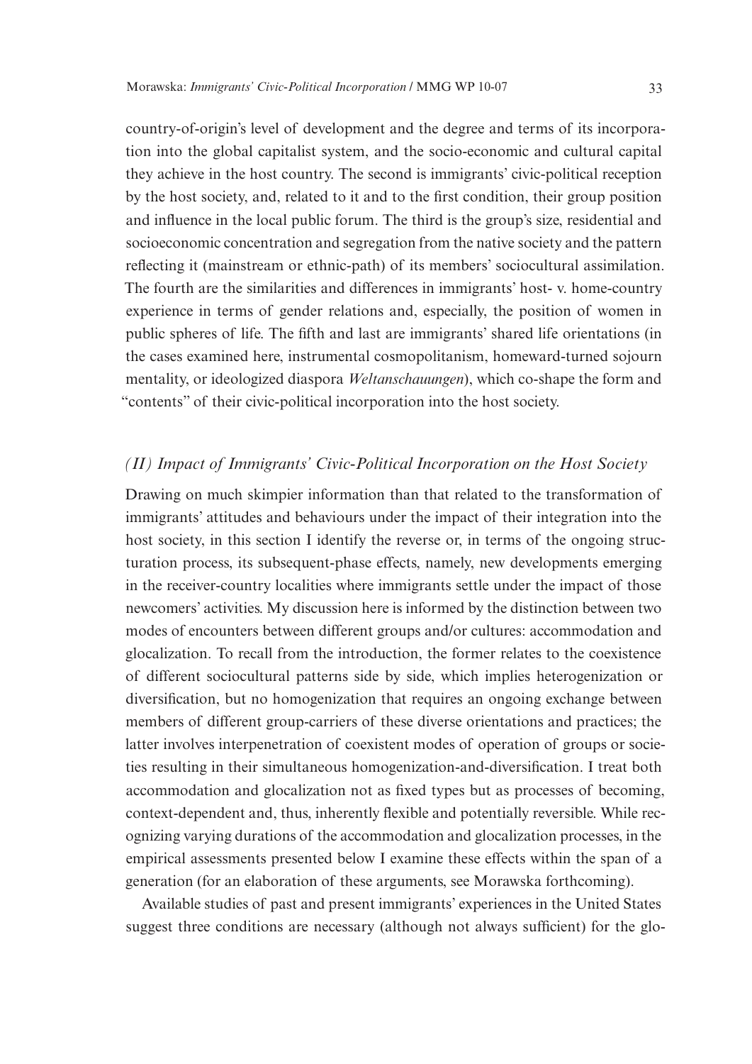country-of-origin's level of development and the degree and terms of its incorporation into the global capitalist system, and the socio-economic and cultural capital they achieve in the host country. The second is immigrants' civic-political reception by the host society, and, related to it and to the first condition, their group position and influence in the local public forum. The third is the group's size, residential and socioeconomic concentration and segregation from the native society and the pattern reflecting it (mainstream or ethnic-path) of its members' sociocultural assimilation. The fourth are the similarities and differences in immigrants' host- v. home-country experience in terms of gender relations and, especially, the position of women in public spheres of life. The fifth and last are immigrants' shared life orientations (in the cases examined here, instrumental cosmopolitanism, homeward-turned sojourn mentality, or ideologized diaspora *Weltanschauungen*), which co-shape the form and "contents" of their civic-political incorporation into the host society.

### *(II) Impact of Immigrants' Civic-Political Incorporation on the Host Society*

Drawing on much skimpier information than that related to the transformation of immigrants' attitudes and behaviours under the impact of their integration into the host society, in this section I identify the reverse or, in terms of the ongoing structuration process, its subsequent-phase effects, namely, new developments emerging in the receiver-country localities where immigrants settle under the impact of those newcomers' activities. My discussion here is informed by the distinction between two modes of encounters between different groups and/or cultures: accommodation and glocalization. To recall from the introduction, the former relates to the coexistence of different sociocultural patterns side by side, which implies heterogenization or diversification, but no homogenization that requires an ongoing exchange between members of different group-carriers of these diverse orientations and practices; the latter involves interpenetration of coexistent modes of operation of groups or societies resulting in their simultaneous homogenization-and-diversification. I treat both accommodation and glocalization not as fixed types but as processes of becoming, context-dependent and, thus, inherently flexible and potentially reversible. While recognizing varying durations of the accommodation and glocalization processes, in the empirical assessments presented below I examine these effects within the span of a generation (for an elaboration of these arguments, see Morawska forthcoming).

Available studies of past and present immigrants' experiences in the United States suggest three conditions are necessary (although not always sufficient) for the glo-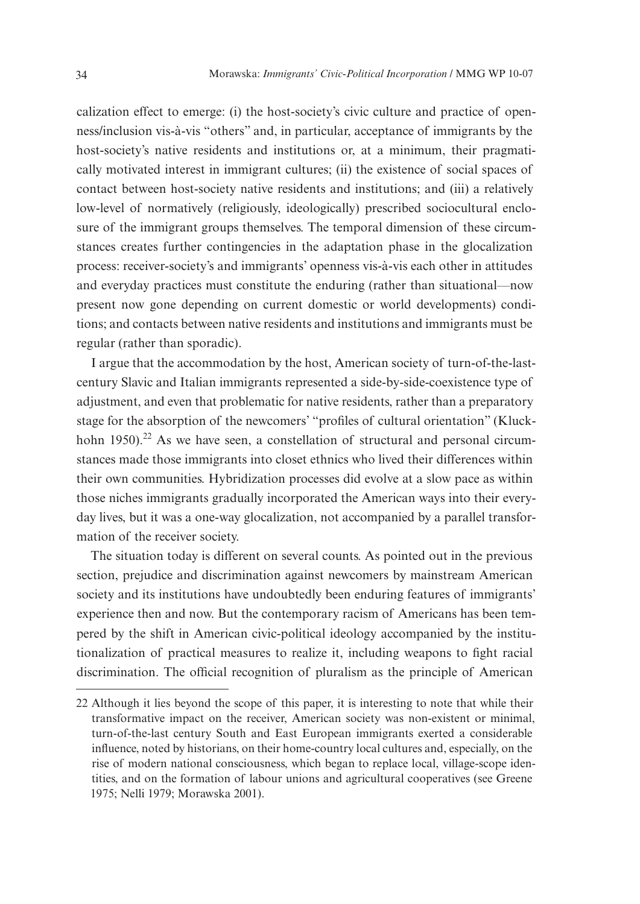calization effect to emerge: (i) the host-society's civic culture and practice of openness/inclusion vis-à-vis "others" and, in particular, acceptance of immigrants by the host-society's native residents and institutions or, at a minimum, their pragmatically motivated interest in immigrant cultures; (ii) the existence of social spaces of contact between host-society native residents and institutions; and (iii) a relatively low-level of normatively (religiously, ideologically) prescribed sociocultural enclosure of the immigrant groups themselves. The temporal dimension of these circumstances creates further contingencies in the adaptation phase in the glocalization process: receiver-society's and immigrants' openness vis-à-vis each other in attitudes and everyday practices must constitute the enduring (rather than situational—now present now gone depending on current domestic or world developments) conditions; and contacts between native residents and institutions and immigrants must be regular (rather than sporadic).

I argue that the accommodation by the host, American society of turn-of-the-last-century Slavic and Italian immigrants represented a side-by-side-coexistence type of adjustment, and even that problematic for native residents, rather than a preparatory stage for the absorption of the newcomers' "profiles of cultural orientation" (Kluckhohn 1950).[22] As we have seen, a constellation of structural and personal circumstances made those immigrants into closet ethnics who lived their differences within their own communities. Hybridization processes did evolve at a slow pace as within those niches immigrants gradually incorporated the American ways into their everyday lives, but it was a one-way glocalization, not accompanied by a parallel transformation of the receiver society.

The situation today is different on several counts. As pointed out in the previous section, prejudice and discrimination against newcomers by mainstream American society and its institutions have undoubtedly been enduring features of immigrants' experience then and now. But the contemporary racism of Americans has been tempered by the shift in American civic-political ideology accompanied by the institutionalization of practical measures to realize it, including weapons to fight racial discrimination. The official recognition of pluralism as the principle of American

22 Although it lies beyond the scope of this paper, it is interesting to note that while their transformative impact on the receiver, American society was non-existent or minimal, turn-of-the-last century South and East European immigrants exerted a considerable influence, noted by historians, on their home-country local cultures and, especially, on the rise of modern national consciousness, which began to replace local, village-scope identities, and on the formation of labour unions and agricultural cooperatives (see Greene 1975; Nelli 1979; Morawska 2001).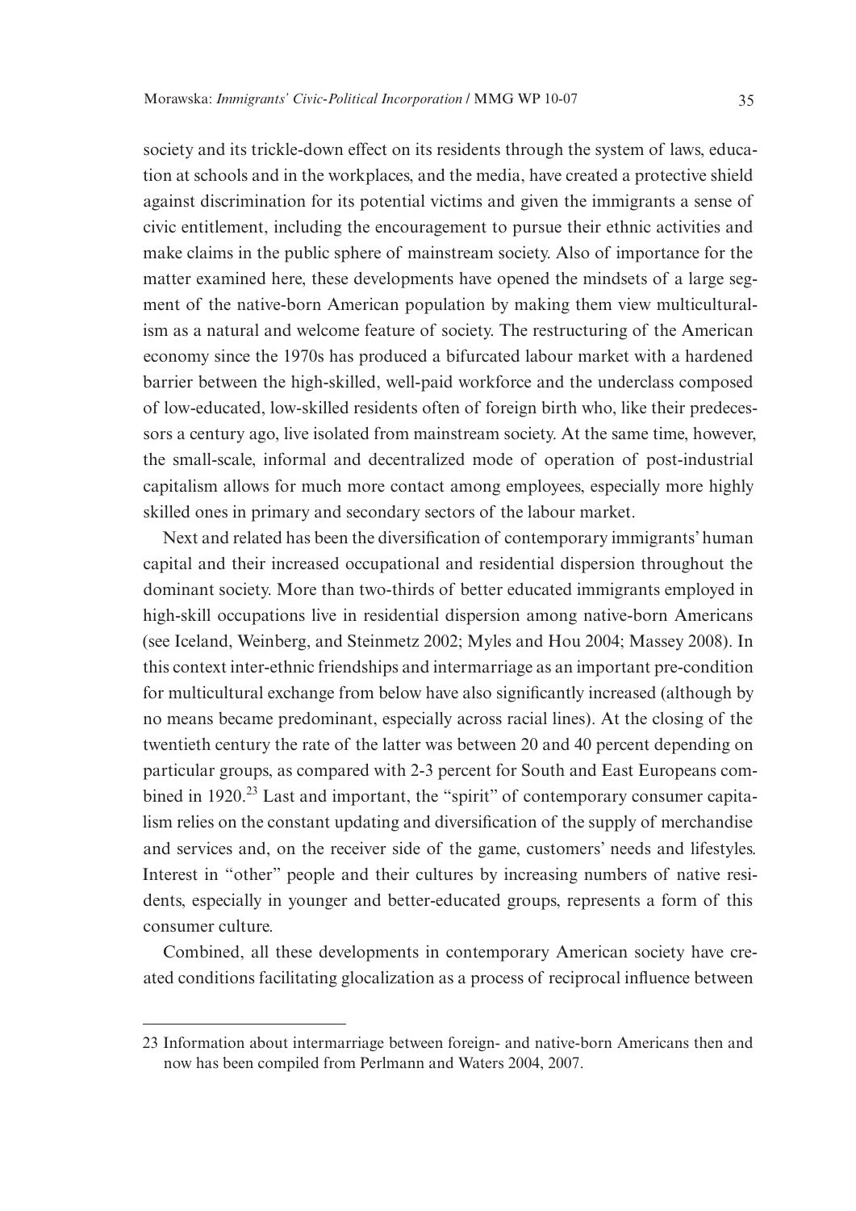society and its trickle-down effect on its residents through the system of laws, education at schools and in the workplaces, and the media, have created a protective shield against discrimination for its potential victims and given the immigrants a sense of civic entitlement, including the encouragement to pursue their ethnic activities and make claims in the public sphere of mainstream society. Also of importance for the matter examined here, these developments have opened the mindsets of a large segment of the native-born American population by making them view multiculturalism as a natural and welcome feature of society. The restructuring of the American economy since the 1970s has produced a bifurcated labour market with a hardened barrier between the high-skilled, well-paid workforce and the underclass composed of low-educated, low-skilled residents often of foreign birth who, like their predecessors a century ago, live isolated from mainstream society. At the same time, however, the small-scale, informal and decentralized mode of operation of post-industrial capitalism allows for much more contact among employees, especially more highly skilled ones in primary and secondary sectors of the labour market.

Next and related has been the diversification of contemporary immigrants' human capital and their increased occupational and residential dispersion throughout the dominant society. More than two-thirds of better educated immigrants employed in high-skill occupations live in residential dispersion among native-born Americans (see Iceland, Weinberg, and Steinmetz 2002; Myles and Hou 2004; Massey 2008). In this context inter-ethnic friendships and intermarriage as an important pre-condition for multicultural exchange from below have also significantly increased (although by no means became predominant, especially across racial lines). At the closing of the twentieth century the rate of the latter was between 20 and 40 percent depending on particular groups, as compared with 2-3 percent for South and East Europeans combined in 1920.[23] Last and important, the "spirit" of contemporary consumer capitalism relies on the constant updating and diversification of the supply of merchandise and services and, on the receiver side of the game, customers' needs and lifestyles. Interest in "other" people and their cultures by increasing numbers of native residents, especially in younger and better-educated groups, represents a form of this consumer culture.

Combined, all these developments in contemporary American society have created conditions facilitating glocalization as a process of reciprocal influence between

---

23 Information about intermarriage between foreign- and native-born Americans then and now has been compiled from Perlmann and Waters 2004, 2007.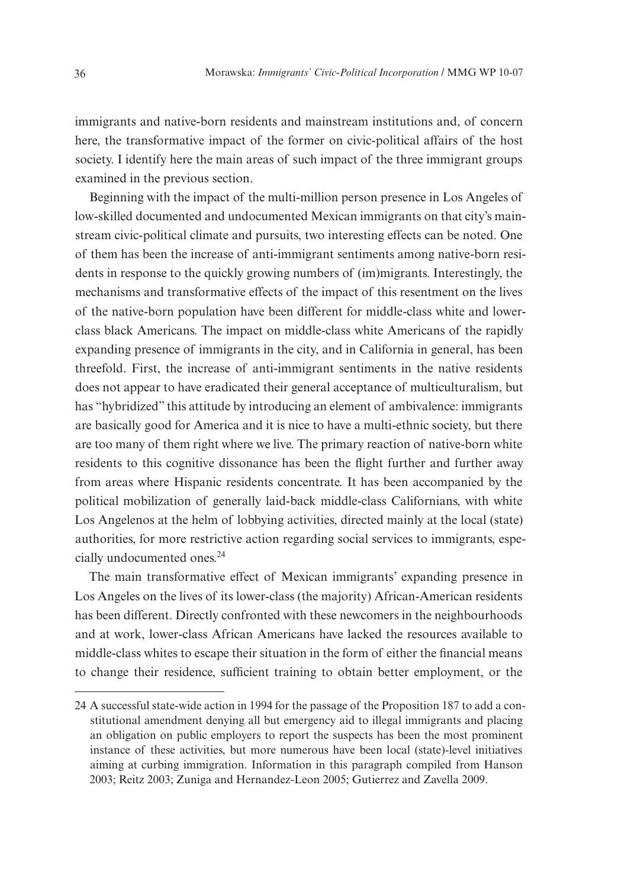immigrants and native-born residents and mainstream institutions and, of concern here, the transformative impact of the former on civic-political affairs of the host society. I identify here the main areas of such impact of the three immigrant groups examined in the previous section.

Beginning with the impact of the multi-million person presence in Los Angeles of low-skilled documented and undocumented Mexican immigrants on that city's mainstream civic-political climate and pursuits, two interesting effects can be noted. One of them has been the increase of anti-immigrant sentiments among native-born residents in response to the quickly growing numbers of (im)migrants. Interestingly, the mechanisms and transformative effects of the impact of this resentment on the lives of the native-born population have been different for middle-class white and lower-class black Americans. The impact on middle-class white Americans of the rapidly expanding presence of immigrants in the city, and in California in general, has been threefold. First, the increase of anti-immigrant sentiments in the native residents does not appear to have eradicated their general acceptance of multiculturalism, but has "hybridized" this attitude by introducing an element of ambivalence: immigrants are basically good for America and it is nice to have a multi-ethnic society, but there are too many of them right where we live. The primary reaction of native-born white residents to this cognitive dissonance has been the flight further and further away from areas where Hispanic residents concentrate. It has been accompanied by the political mobilization of generally laid-back middle-class Californians, with white Los Angelenos at the helm of lobbying activities, directed mainly at the local (state) authorities, for more restrictive action regarding social services to immigrants, especially undocumented ones.[24]

The main transformative effect of Mexican immigrants' expanding presence in Los Angeles on the lives of its lower-class (the majority) African-American residents has been different. Directly confronted with these newcomers in the neighbourhoods and at work, lower-class African Americans have lacked the resources available to middle-class whites to escape their situation in the form of either the financial means to change their residence, sufficient training to obtain better employment, or the

24 A successful state-wide action in 1994 for the passage of the Proposition 187 to add a constitutional amendment denying all but emergency aid to illegal immigrants and placing an obligation on public employers to report the suspects has been the most prominent instance of these activities, but more numerous have been local (state)-level initiatives aiming at curbing immigration. Information in this paragraph compiled from Hanson 2003; Reitz 2003; Zuniga and Hernandez-Leon 2005; Gutierrez and Zavella 2009.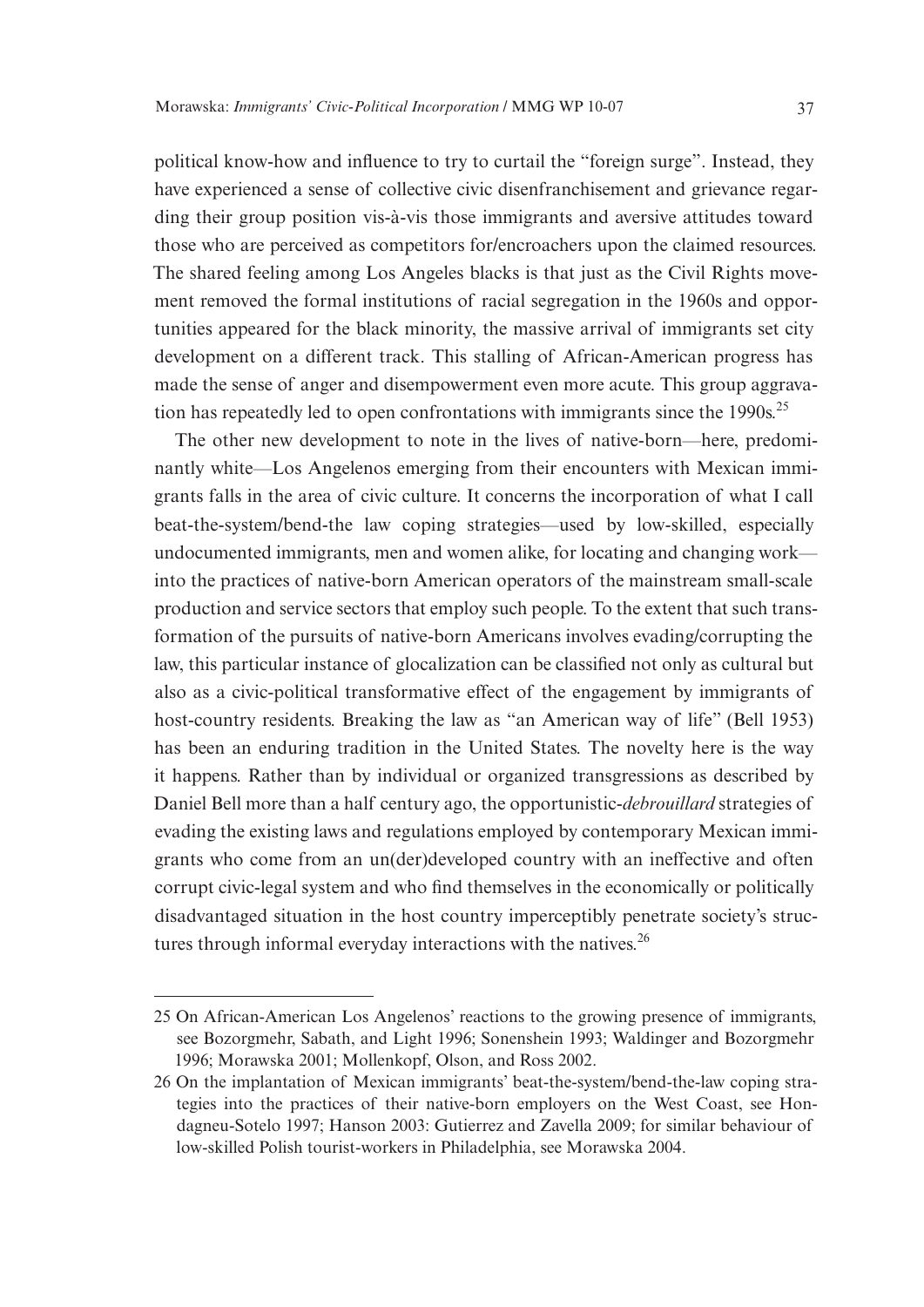political know-how and influence to try to curtail the "foreign surge". Instead, they have experienced a sense of collective civic disenfranchisement and grievance regarding their group position vis-à-vis those immigrants and aversive attitudes toward those who are perceived as competitors for/encroachers upon the claimed resources. The shared feeling among Los Angeles blacks is that just as the Civil Rights movement removed the formal institutions of racial segregation in the 1960s and opportunities appeared for the black minority, the massive arrival of immigrants set city development on a different track. This stalling of African-American progress has made the sense of anger and disempowerment even more acute. This group aggravation has repeatedly led to open confrontations with immigrants since the 1990s.[25]

The other new development to note in the lives of native-born—here, predominantly white—Los Angelenos emerging from their encounters with Mexican immigrants falls in the area of civic culture. It concerns the incorporation of what I call beat-the-system/bend-the law coping strategies—used by low-skilled, especially undocumented immigrants, men and women alike, for locating and changing work—into the practices of native-born American operators of the mainstream small-scale production and service sectors that employ such people. To the extent that such transformation of the pursuits of native-born Americans involves evading/corrupting the law, this particular instance of glocalization can be classified not only as cultural but also as a civic-political transformative effect of the engagement by immigrants of host-country residents. Breaking the law as "an American way of life" (Bell 1953) has been an enduring tradition in the United States. The novelty here is the way it happens. Rather than by individual or organized transgressions as described by Daniel Bell more than a half century ago, the opportunistic-*debrouillard* strategies of evading the existing laws and regulations employed by contemporary Mexican immigrants who come from an un(der)developed country with an ineffective and often corrupt civic-legal system and who find themselves in the economically or politically disadvantaged situation in the host country imperceptibly penetrate society's structures through informal everyday interactions with the natives.[26]

---

25 On African-American Los Angelenos' reactions to the growing presence of immigrants, see Bozorgmehr, Sabath, and Light 1996; Sonenshein 1993; Waldinger and Bozorgmehr 1996; Morawska 2001; Mollenkopf, Olson, and Ross 2002.

26 On the implantation of Mexican immigrants' beat-the-system/bend-the-law coping strategies into the practices of their native-born employers on the West Coast, see Hondagneu-Sotelo 1997; Hanson 2003: Gutierrez and Zavella 2009; for similar behaviour of low-skilled Polish tourist-workers in Philadelphia, see Morawska 2004.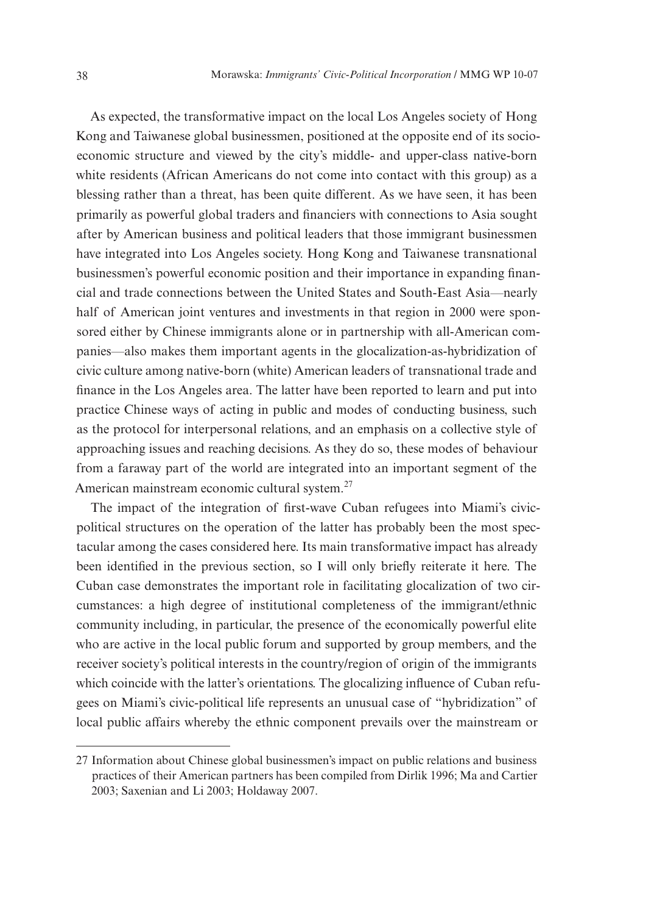As expected, the transformative impact on the local Los Angeles society of Hong Kong and Taiwanese global businessmen, positioned at the opposite end of its socio-economic structure and viewed by the city's middle- and upper-class native-born white residents (African Americans do not come into contact with this group) as a blessing rather than a threat, has been quite different. As we have seen, it has been primarily as powerful global traders and financiers with connections to Asia sought after by American business and political leaders that those immigrant businessmen have integrated into Los Angeles society. Hong Kong and Taiwanese transnational businessmen's powerful economic position and their importance in expanding financial and trade connections between the United States and South-East Asia—nearly half of American joint ventures and investments in that region in 2000 were sponsored either by Chinese immigrants alone or in partnership with all-American companies—also makes them important agents in the glocalization-as-hybridization of civic culture among native-born (white) American leaders of transnational trade and finance in the Los Angeles area. The latter have been reported to learn and put into practice Chinese ways of acting in public and modes of conducting business, such as the protocol for interpersonal relations, and an emphasis on a collective style of approaching issues and reaching decisions. As they do so, these modes of behaviour from a faraway part of the world are integrated into an important segment of the American mainstream economic cultural system.[27]

The impact of the integration of first-wave Cuban refugees into Miami's civic-political structures on the operation of the latter has probably been the most spectacular among the cases considered here. Its main transformative impact has already been identified in the previous section, so I will only briefly reiterate it here. The Cuban case demonstrates the important role in facilitating glocalization of two circumstances: a high degree of institutional completeness of the immigrant/ethnic community including, in particular, the presence of the economically powerful elite who are active in the local public forum and supported by group members, and the receiver society's political interests in the country/region of origin of the immigrants which coincide with the latter's orientations. The glocalizing influence of Cuban refugees on Miami's civic-political life represents an unusual case of "hybridization" of local public affairs whereby the ethnic component prevails over the mainstream or

---

27 Information about Chinese global businessmen's impact on public relations and business practices of their American partners has been compiled from Dirlik 1996; Ma and Cartier 2003; Saxenian and Li 2003; Holdaway 2007.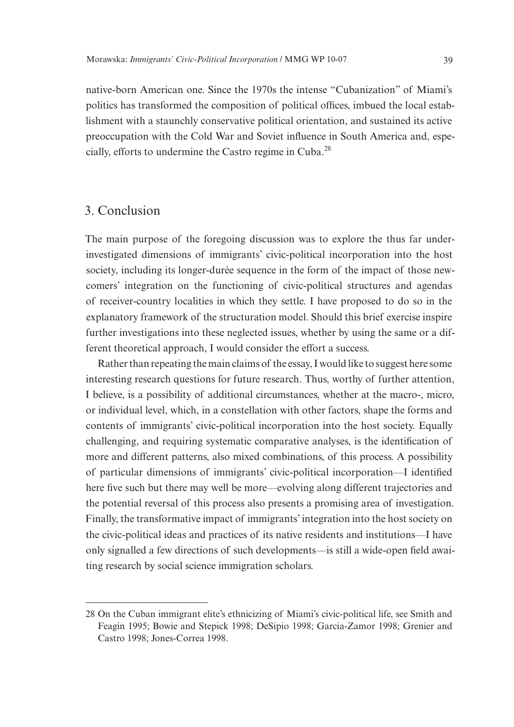native-born American one. Since the 1970s the intense "Cubanization" of Miami's politics has transformed the composition of political offices, imbued the local establishment with a staunchly conservative political orientation, and sustained its active preoccupation with the Cold War and Soviet influence in South America and, especially, efforts to undermine the Castro regime in Cuba.[28]

## 3. Conclusion

The main purpose of the foregoing discussion was to explore the thus far under-investigated dimensions of immigrants' civic-political incorporation into the host society, including its longer-durée sequence in the form of the impact of those newcomers' integration on the functioning of civic-political structures and agendas of receiver-country localities in which they settle. I have proposed to do so in the explanatory framework of the structuration model. Should this brief exercise inspire further investigations into these neglected issues, whether by using the same or a different theoretical approach, I would consider the effort a success.

Rather than repeating the main claims of the essay, I would like to suggest here some interesting research questions for future research. Thus, worthy of further attention, I believe, is a possibility of additional circumstances, whether at the macro-, micro, or individual level, which, in a constellation with other factors, shape the forms and contents of immigrants' civic-political incorporation into the host society. Equally challenging, and requiring systematic comparative analyses, is the identification of more and different patterns, also mixed combinations, of this process. A possibility of particular dimensions of immigrants' civic-political incorporation—I identified here five such but there may well be more—evolving along different trajectories and the potential reversal of this process also presents a promising area of investigation. Finally, the transformative impact of immigrants' integration into the host society on the civic-political ideas and practices of its native residents and institutions—I have only signalled a few directions of such developments—is still a wide-open field awaiting research by social science immigration scholars.

---

28 On the Cuban immigrant elite's ethnicizing of Miami's civic-political life, see Smith and Feagin 1995; Bowie and Stepick 1998; DeSipio 1998; Garcia-Zamor 1998; Grenier and Castro 1998; Jones-Correa 1998.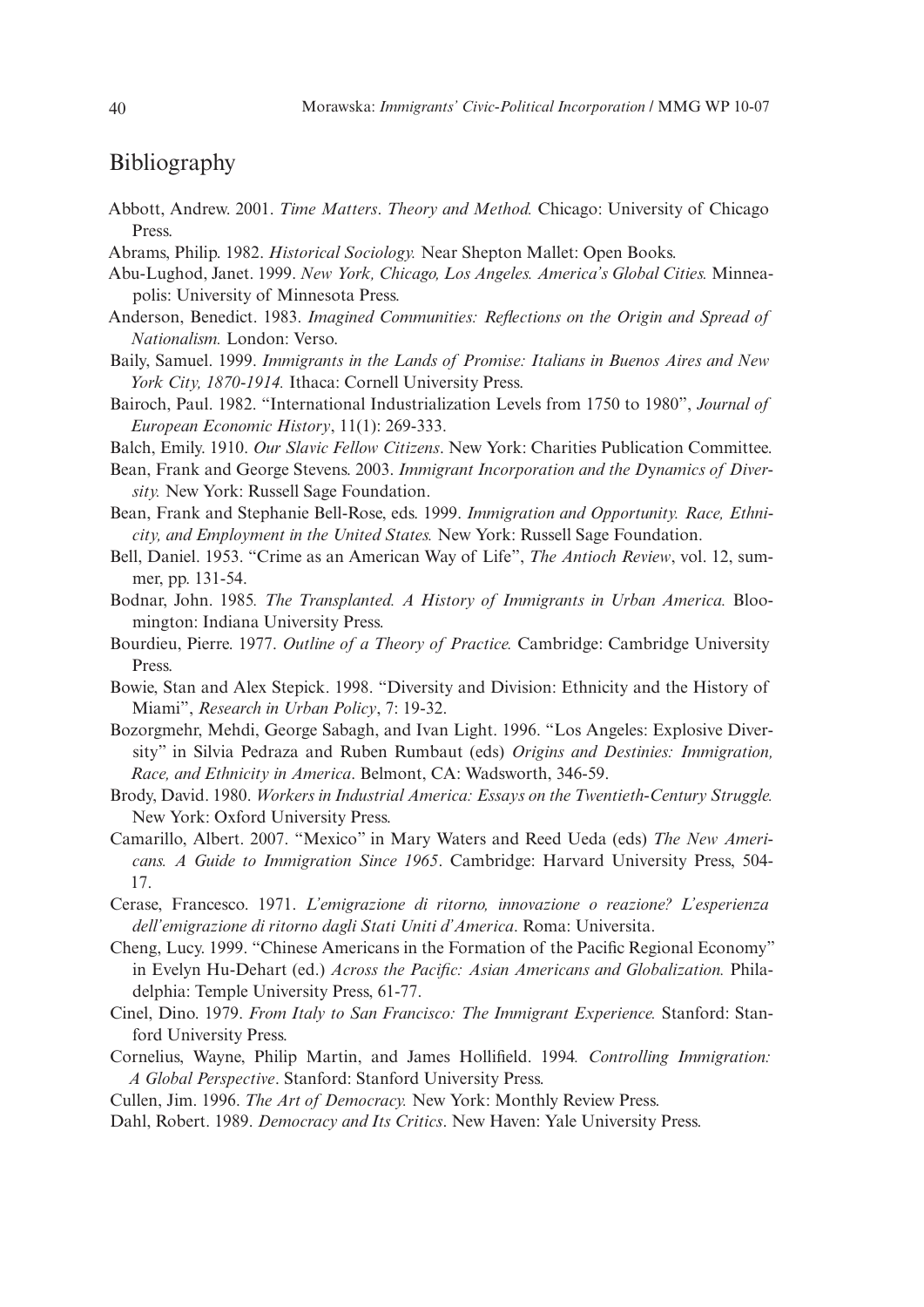## Bibliography

Abbott, Andrew. 2001. *Time Matters. Theory and Method.* Chicago: University of Chicago Press.

Abrams, Philip. 1982. *Historical Sociology.* Near Shepton Mallet: Open Books.

Abu-Lughod, Janet. 1999. *New York, Chicago, Los Angeles. America's Global Cities.* Minneapolis: University of Minnesota Press.

Anderson, Benedict. 1983. *Imagined Communities: Reflections on the Origin and Spread of Nationalism.* London: Verso.

Baily, Samuel. 1999. *Immigrants in the Lands of Promise: Italians in Buenos Aires and New York City, 1870-1914.* Ithaca: Cornell University Press.

Bairoch, Paul. 1982. "International Industrialization Levels from 1750 to 1980", *Journal of European Economic History*, 11(1): 269-333.

Balch, Emily. 1910. *Our Slavic Fellow Citizens*. New York: Charities Publication Committee.

Bean, Frank and George Stevens. 2003. *Immigrant Incorporation and the Dynamics of Diversity.* New York: Russell Sage Foundation.

Bean, Frank and Stephanie Bell-Rose, eds. 1999. *Immigration and Opportunity. Race, Ethnicity, and Employment in the United States.* New York: Russell Sage Foundation.

Bell, Daniel. 1953. "Crime as an American Way of Life", *The Antioch Review*, vol. 12, summer, pp. 131-54.

Bodnar, John. 1985. *The Transplanted. A History of Immigrants in Urban America.* Bloomington: Indiana University Press.

Bourdieu, Pierre. 1977. *Outline of a Theory of Practice.* Cambridge: Cambridge University Press.

Bowie, Stan and Alex Stepick. 1998. "Diversity and Division: Ethnicity and the History of Miami", *Research in Urban Policy*, 7: 19-32.

Bozorgmehr, Mehdi, George Sabagh, and Ivan Light. 1996. "Los Angeles: Explosive Diversity" in Silvia Pedraza and Ruben Rumbaut (eds) *Origins and Destinies: Immigration, Race, and Ethnicity in America*. Belmont, CA: Wadsworth, 346-59.

Brody, David. 1980. *Workers in Industrial America: Essays on the Twentieth-Century Struggle.* New York: Oxford University Press.

Camarillo, Albert. 2007. "Mexico" in Mary Waters and Reed Ueda (eds) *The New Americans. A Guide to Immigration Since 1965*. Cambridge: Harvard University Press, 504-17.

Cerase, Francesco. 1971. *L'emigrazione di ritorno, innovazione o reazione? L'esperienza dell'emigrazione di ritorno dagli Stati Uniti d'America*. Roma: Universita.

Cheng, Lucy. 1999. "Chinese Americans in the Formation of the Pacific Regional Economy" in Evelyn Hu-Dehart (ed.) *Across the Pacific: Asian Americans and Globalization.* Philadelphia: Temple University Press, 61-77.

Cinel, Dino. 1979. *From Italy to San Francisco: The Immigrant Experience.* Stanford: Stanford University Press.

Cornelius, Wayne, Philip Martin, and James Hollifield. 1994. *Controlling Immigration: A Global Perspective*. Stanford: Stanford University Press.

Cullen, Jim. 1996. *The Art of Democracy.* New York: Monthly Review Press.

Dahl, Robert. 1989. *Democracy and Its Critics*. New Haven: Yale University Press.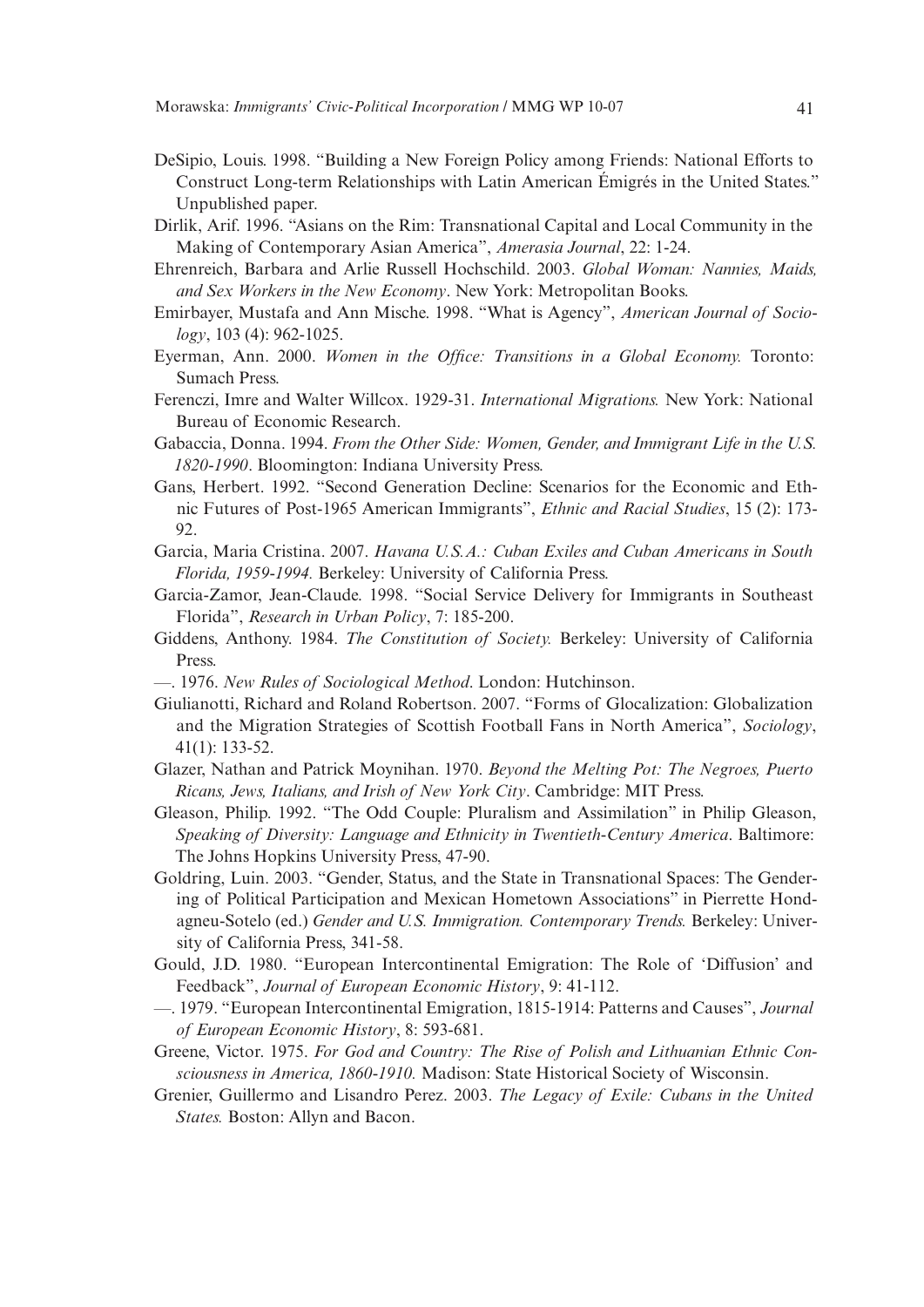DeSipio, Louis. 1998. "Building a New Foreign Policy among Friends: National Efforts to Construct Long-term Relationships with Latin American Émigrés in the United States." Unpublished paper.

Dirlik, Arif. 1996. "Asians on the Rim: Transnational Capital and Local Community in the Making of Contemporary Asian America", *Amerasia Journal*, 22: 1-24.

Ehrenreich, Barbara and Arlie Russell Hochschild. 2003. *Global Woman: Nannies, Maids, and Sex Workers in the New Economy*. New York: Metropolitan Books.

Emirbayer, Mustafa and Ann Mische. 1998. "What is Agency", *American Journal of Sociology*, 103 (4): 962-1025.

Eyerman, Ann. 2000. *Women in the Office: Transitions in a Global Economy.* Toronto: Sumach Press.

Ferenczi, Imre and Walter Willcox. 1929-31. *International Migrations.* New York: National Bureau of Economic Research.

Gabaccia, Donna. 1994. *From the Other Side: Women, Gender, and Immigrant Life in the U.S. 1820-1990*. Bloomington: Indiana University Press.

Gans, Herbert. 1992. "Second Generation Decline: Scenarios for the Economic and Ethnic Futures of Post-1965 American Immigrants", *Ethnic and Racial Studies*, 15 (2): 173-92.

Garcia, Maria Cristina. 2007. *Havana U.S.A.: Cuban Exiles and Cuban Americans in South Florida, 1959-1994.* Berkeley: University of California Press.

Garcia-Zamor, Jean-Claude. 1998. "Social Service Delivery for Immigrants in Southeast Florida", *Research in Urban Policy*, 7: 185-200.

Giddens, Anthony. 1984. *The Constitution of Society.* Berkeley: University of California Press.

—. 1976. *New Rules of Sociological Method*. London: Hutchinson.

Giulianotti, Richard and Roland Robertson. 2007. "Forms of Glocalization: Globalization and the Migration Strategies of Scottish Football Fans in North America", *Sociology*, 41(1): 133-52.

Glazer, Nathan and Patrick Moynihan. 1970. *Beyond the Melting Pot: The Negroes, Puerto Ricans, Jews, Italians, and Irish of New York City*. Cambridge: MIT Press.

Gleason, Philip. 1992. "The Odd Couple: Pluralism and Assimilation" in Philip Gleason, *Speaking of Diversity: Language and Ethnicity in Twentieth-Century America*. Baltimore: The Johns Hopkins University Press, 47-90.

Goldring, Luin. 2003. "Gender, Status, and the State in Transnational Spaces: The Gendering of Political Participation and Mexican Hometown Associations" in Pierrette Hondagneu-Sotelo (ed.) *Gender and U.S. Immigration. Contemporary Trends.* Berkeley: University of California Press, 341-58.

Gould, J.D. 1980. "European Intercontinental Emigration: The Role of 'Diffusion' and Feedback", *Journal of European Economic History*, 9: 41-112.

—. 1979. "European Intercontinental Emigration, 1815-1914: Patterns and Causes", *Journal of European Economic History*, 8: 593-681.

Greene, Victor. 1975. *For God and Country: The Rise of Polish and Lithuanian Ethnic Consciousness in America, 1860-1910.* Madison: State Historical Society of Wisconsin.

Grenier, Guillermo and Lisandro Perez. 2003. *The Legacy of Exile: Cubans in the United States.* Boston: Allyn and Bacon.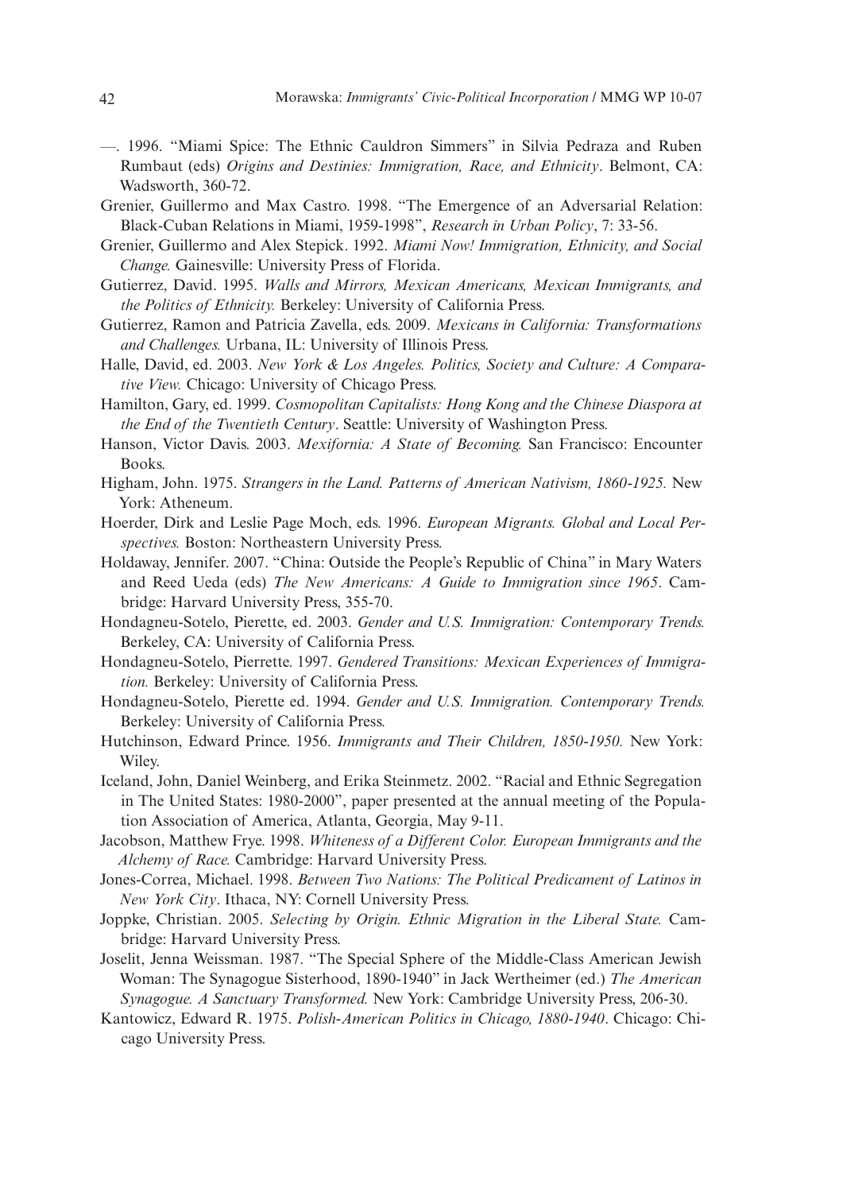—. 1996. "Miami Spice: The Ethnic Cauldron Simmers" in Silvia Pedraza and Ruben Rumbaut (eds) *Origins and Destinies: Immigration, Race, and Ethnicity*. Belmont, CA: Wadsworth, 360-72.

Grenier, Guillermo and Max Castro. 1998. "The Emergence of an Adversarial Relation: Black-Cuban Relations in Miami, 1959-1998", *Research in Urban Policy*, 7: 33-56.

Grenier, Guillermo and Alex Stepick. 1992. *Miami Now! Immigration, Ethnicity, and Social Change.* Gainesville: University Press of Florida.

Gutierrez, David. 1995. *Walls and Mirrors, Mexican Americans, Mexican Immigrants, and the Politics of Ethnicity.* Berkeley: University of California Press.

Gutierrez, Ramon and Patricia Zavella, eds. 2009. *Mexicans in California: Transformations and Challenges.* Urbana, IL: University of Illinois Press.

Halle, David, ed. 2003. *New York & Los Angeles. Politics, Society and Culture: A Comparative View.* Chicago: University of Chicago Press.

Hamilton, Gary, ed. 1999. *Cosmopolitan Capitalists: Hong Kong and the Chinese Diaspora at the End of the Twentieth Century*. Seattle: University of Washington Press.

Hanson, Victor Davis. 2003. *Mexifornia: A State of Becoming.* San Francisco: Encounter Books.

Higham, John. 1975. *Strangers in the Land. Patterns of American Nativism, 1860-1925.* New York: Atheneum.

Hoerder, Dirk and Leslie Page Moch, eds. 1996. *European Migrants. Global and Local Perspectives.* Boston: Northeastern University Press.

Holdaway, Jennifer. 2007. "China: Outside the People's Republic of China" in Mary Waters and Reed Ueda (eds) *The New Americans: A Guide to Immigration since 1965*. Cambridge: Harvard University Press, 355-70.

Hondagneu-Sotelo, Pierette, ed. 2003. *Gender and U.S. Immigration: Contemporary Trends.* Berkeley, CA: University of California Press.

Hondagneu-Sotelo, Pierrette. 1997. *Gendered Transitions: Mexican Experiences of Immigration.* Berkeley: University of California Press.

Hondagneu-Sotelo, Pierette ed. 1994. *Gender and U.S. Immigration. Contemporary Trends.* Berkeley: University of California Press.

Hutchinson, Edward Prince. 1956. *Immigrants and Their Children, 1850-1950.* New York: Wiley.

Iceland, John, Daniel Weinberg, and Erika Steinmetz. 2002. "Racial and Ethnic Segregation in The United States: 1980-2000", paper presented at the annual meeting of the Population Association of America, Atlanta, Georgia, May 9-11.

Jacobson, Matthew Frye. 1998. *Whiteness of a Different Color. European Immigrants and the Alchemy of Race.* Cambridge: Harvard University Press.

Jones-Correa, Michael. 1998. *Between Two Nations: The Political Predicament of Latinos in New York City*. Ithaca, NY: Cornell University Press.

Joppke, Christian. 2005. *Selecting by Origin. Ethnic Migration in the Liberal State.* Cambridge: Harvard University Press.

Joselit, Jenna Weissman. 1987. "The Special Sphere of the Middle-Class American Jewish Woman: The Synagogue Sisterhood, 1890-1940" in Jack Wertheimer (ed.) *The American Synagogue. A Sanctuary Transformed.* New York: Cambridge University Press, 206-30.

Kantowicz, Edward R. 1975. *Polish-American Politics in Chicago, 1880-1940*. Chicago: Chicago University Press.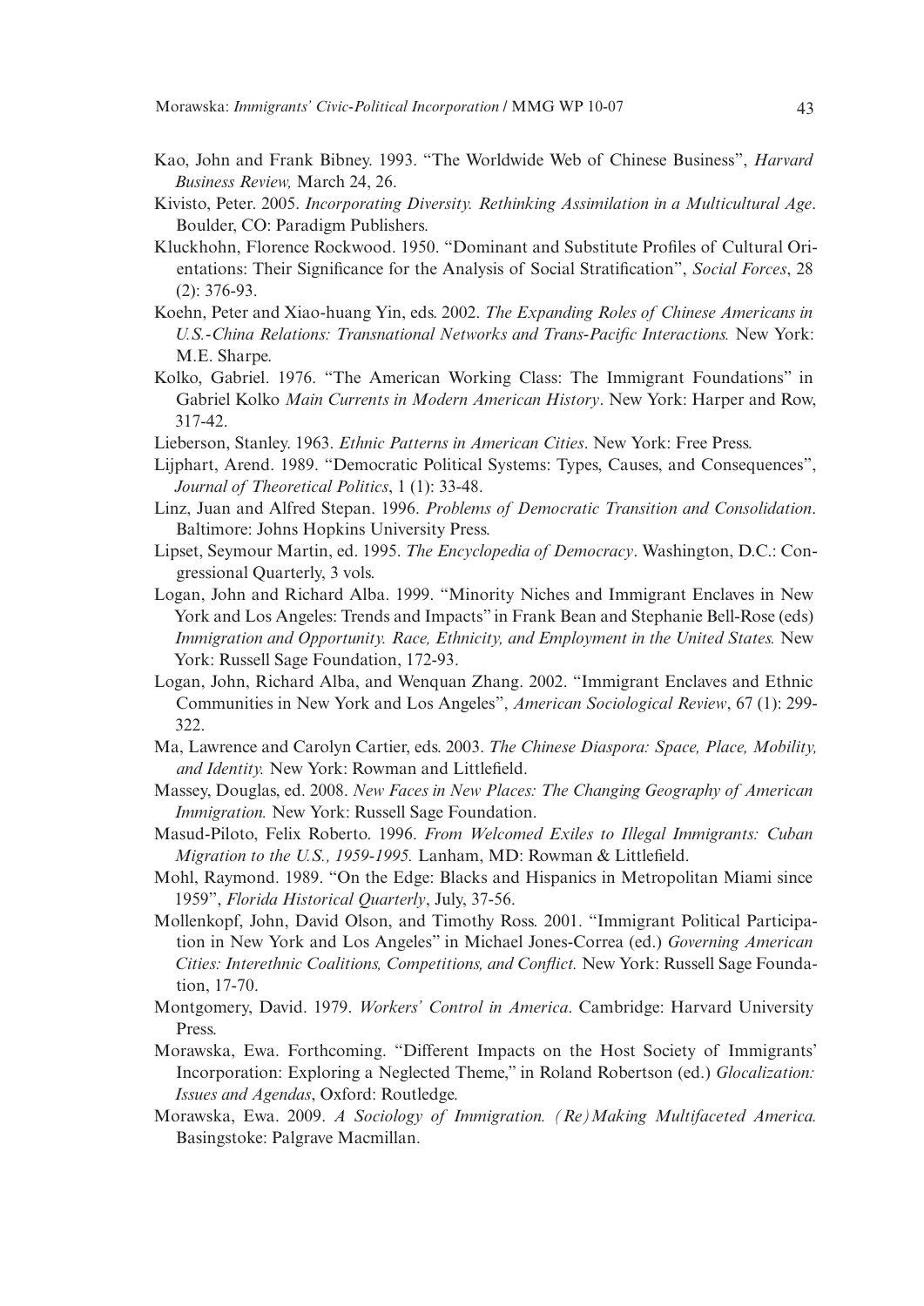Kao, John and Frank Bibney. 1993. "The Worldwide Web of Chinese Business", *Harvard Business Review,* March 24, 26.

Kivisto, Peter. 2005. *Incorporating Diversity. Rethinking Assimilation in a Multicultural Age*. Boulder, CO: Paradigm Publishers.

Kluckhohn, Florence Rockwood. 1950. "Dominant and Substitute Profiles of Cultural Orientations: Their Significance for the Analysis of Social Stratification", *Social Forces*, 28 (2): 376-93.

Koehn, Peter and Xiao-huang Yin, eds. 2002. *The Expanding Roles of Chinese Americans in U.S.-China Relations: Transnational Networks and Trans-Pacific Interactions.* New York: M.E. Sharpe.

Kolko, Gabriel. 1976. "The American Working Class: The Immigrant Foundations" in Gabriel Kolko *Main Currents in Modern American History*. New York: Harper and Row, 317-42.

Lieberson, Stanley. 1963. *Ethnic Patterns in American Cities*. New York: Free Press.

Lijphart, Arend. 1989. "Democratic Political Systems: Types, Causes, and Consequences", *Journal of Theoretical Politics*, 1 (1): 33-48.

Linz, Juan and Alfred Stepan. 1996. *Problems of Democratic Transition and Consolidation*. Baltimore: Johns Hopkins University Press.

Lipset, Seymour Martin, ed. 1995. *The Encyclopedia of Democracy*. Washington, D.C.: Congressional Quarterly, 3 vols.

Logan, John and Richard Alba. 1999. "Minority Niches and Immigrant Enclaves in New York and Los Angeles: Trends and Impacts" in Frank Bean and Stephanie Bell-Rose (eds) *Immigration and Opportunity. Race, Ethnicity, and Employment in the United States.* New York: Russell Sage Foundation, 172-93.

Logan, John, Richard Alba, and Wenquan Zhang. 2002. "Immigrant Enclaves and Ethnic Communities in New York and Los Angeles", *American Sociological Review*, 67 (1): 299-322.

Ma, Lawrence and Carolyn Cartier, eds. 2003. *The Chinese Diaspora: Space, Place, Mobility, and Identity.* New York: Rowman and Littlefield.

Massey, Douglas, ed. 2008. *New Faces in New Places: The Changing Geography of American Immigration.* New York: Russell Sage Foundation.

Masud-Piloto, Felix Roberto. 1996. *From Welcomed Exiles to Illegal Immigrants: Cuban Migration to the U.S., 1959-1995.* Lanham, MD: Rowman & Littlefield.

Mohl, Raymond. 1989. "On the Edge: Blacks and Hispanics in Metropolitan Miami since 1959", *Florida Historical Quarterly*, July, 37-56.

Mollenkopf, John, David Olson, and Timothy Ross. 2001. "Immigrant Political Participation in New York and Los Angeles" in Michael Jones-Correa (ed.) *Governing American Cities: Interethnic Coalitions, Competitions, and Conflict.* New York: Russell Sage Foundation, 17-70.

Montgomery, David. 1979. *Workers' Control in America*. Cambridge: Harvard University Press.

Morawska, Ewa. Forthcoming. "Different Impacts on the Host Society of Immigrants' Incorporation: Exploring a Neglected Theme," in Roland Robertson (ed.) *Glocalization: Issues and Agendas*, Oxford: Routledge.

Morawska, Ewa. 2009. *A Sociology of Immigration. (Re)Making Multifaceted America.* Basingstoke: Palgrave Macmillan.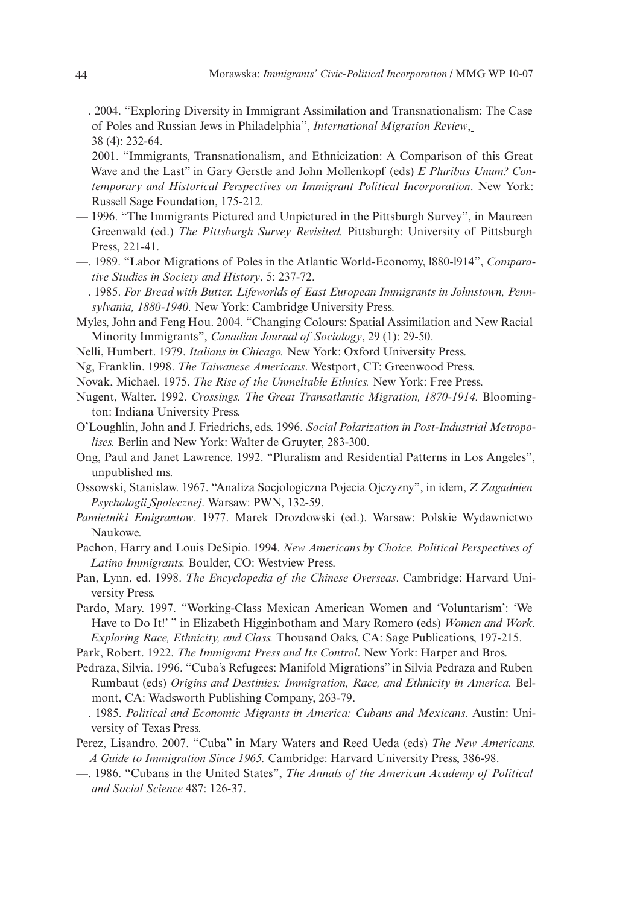—. 2004. "Exploring Diversity in Immigrant Assimilation and Transnationalism: The Case of Poles and Russian Jews in Philadelphia", *International Migration Review*, 38 (4): 232-64.

— 2001. "Immigrants, Transnationalism, and Ethnicization: A Comparison of this Great Wave and the Last" in Gary Gerstle and John Mollenkopf (eds) *E Pluribus Unum? Contemporary and Historical Perspectives on Immigrant Political Incorporation*. New York: Russell Sage Foundation, 175-212.

— 1996. "The Immigrants Pictured and Unpictured in the Pittsburgh Survey", in Maureen Greenwald (ed.) *The Pittsburgh Survey Revisited.* Pittsburgh: University of Pittsburgh Press, 221-41.

—. 1989. "Labor Migrations of Poles in the Atlantic World-Economy, l880-l914", *Comparative Studies in Society and History*, 5: 237-72.

—. 1985. *For Bread with Butter. Lifeworlds of East European Immigrants in Johnstown, Pennsylvania, 1880-1940.* New York: Cambridge University Press.

Myles, John and Feng Hou. 2004. "Changing Colours: Spatial Assimilation and New Racial Minority Immigrants", *Canadian Journal of Sociology*, 29 (1): 29-50.

Nelli, Humbert. 1979. *Italians in Chicago.* New York: Oxford University Press.

Ng, Franklin. 1998. *The Taiwanese Americans*. Westport, CT: Greenwood Press.

Novak, Michael. 1975. *The Rise of the Unmeltable Ethnics.* New York: Free Press.

Nugent, Walter. 1992. *Crossings. The Great Transatlantic Migration, 1870-1914.* Bloomington: Indiana University Press.

O'Loughlin, John and J. Friedrichs, eds. 1996. *Social Polarization in Post-Industrial Metropolises.* Berlin and New York: Walter de Gruyter, 283-300.

Ong, Paul and Janet Lawrence. 1992. "Pluralism and Residential Patterns in Los Angeles", unpublished ms.

Ossowski, Stanislaw. 1967. "Analiza Socjologiczna Pojecia Ojczyzny", in idem, *Z Zagadnien Psychologii Spolecznej*. Warsaw: PWN, 132-59.

*Pamietniki Emigrantow*. 1977. Marek Drozdowski (ed.). Warsaw: Polskie Wydawnictwo Naukowe.

Pachon, Harry and Louis DeSipio. 1994. *New Americans by Choice. Political Perspectives of Latino Immigrants.* Boulder, CO: Westview Press.

Pan, Lynn, ed. 1998. *The Encyclopedia of the Chinese Overseas*. Cambridge: Harvard University Press.

Pardo, Mary. 1997. "Working-Class Mexican American Women and 'Voluntarism': 'We Have to Do It!' " in Elizabeth Higginbotham and Mary Romero (eds) *Women and Work. Exploring Race, Ethnicity, and Class.* Thousand Oaks, CA: Sage Publications, 197-215.

Park, Robert. 1922. *The Immigrant Press and Its Control*. New York: Harper and Bros.

Pedraza, Silvia. 1996. "Cuba's Refugees: Manifold Migrations" in Silvia Pedraza and Ruben Rumbaut (eds) *Origins and Destinies: Immigration, Race, and Ethnicity in America.* Belmont, CA: Wadsworth Publishing Company, 263-79.

—. 1985. *Political and Economic Migrants in America: Cubans and Mexicans*. Austin: University of Texas Press.

Perez, Lisandro. 2007. "Cuba" in Mary Waters and Reed Ueda (eds) *The New Americans. A Guide to Immigration Since 1965.* Cambridge: Harvard University Press, 386-98.

—. 1986. "Cubans in the United States", *The Annals of the American Academy of Political and Social Science* 487: 126-37.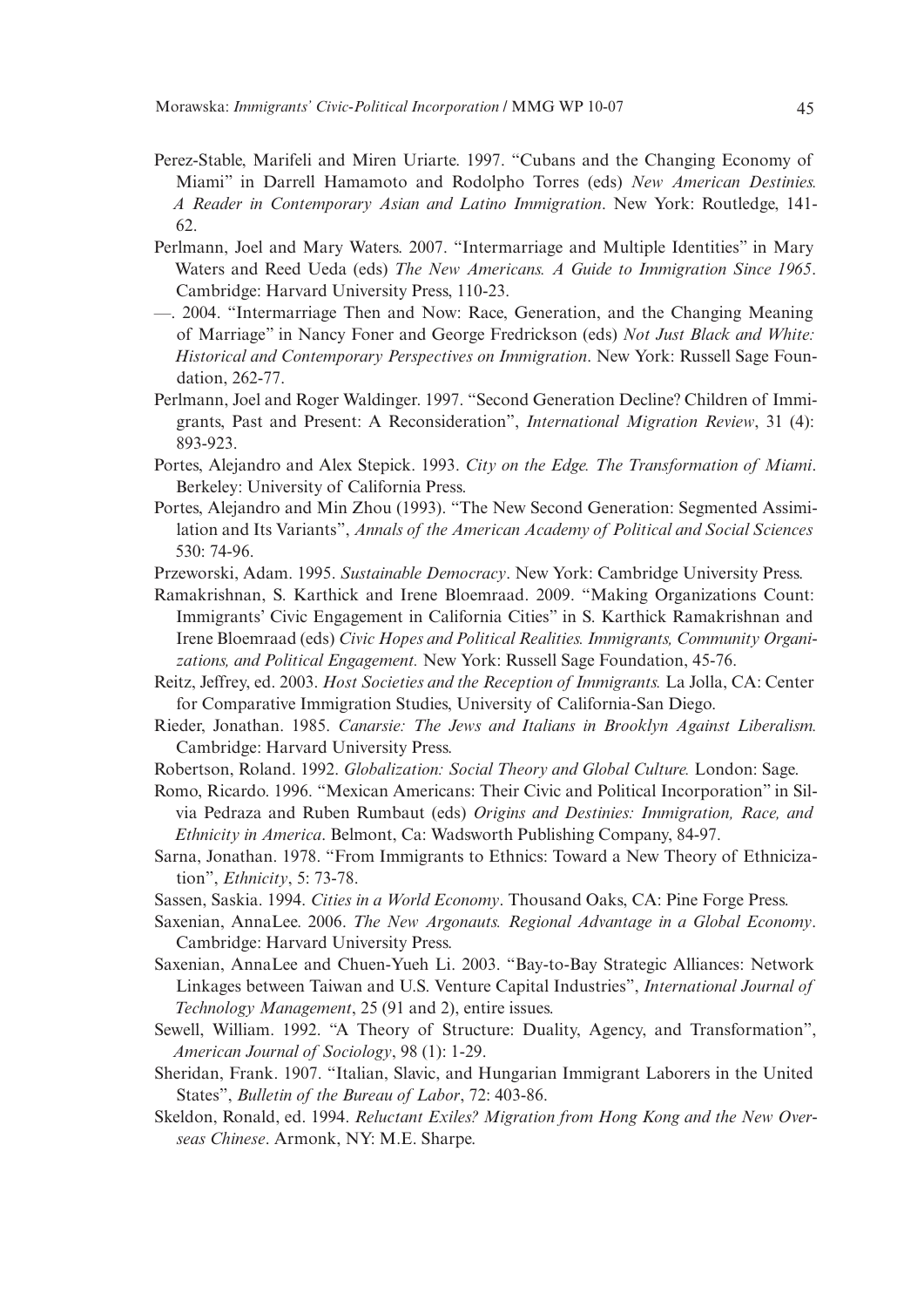Perez-Stable, Marifeli and Miren Uriarte. 1997. "Cubans and the Changing Economy of Miami" in Darrell Hamamoto and Rodolpho Torres (eds) *New American Destinies. A Reader in Contemporary Asian and Latino Immigration*. New York: Routledge, 141-62.

Perlmann, Joel and Mary Waters. 2007. "Intermarriage and Multiple Identities" in Mary Waters and Reed Ueda (eds) *The New Americans. A Guide to Immigration Since 1965*. Cambridge: Harvard University Press, 110-23.

—. 2004. "Intermarriage Then and Now: Race, Generation, and the Changing Meaning of Marriage" in Nancy Foner and George Fredrickson (eds) *Not Just Black and White: Historical and Contemporary Perspectives on Immigration*. New York: Russell Sage Foundation, 262-77.

Perlmann, Joel and Roger Waldinger. 1997. "Second Generation Decline? Children of Immigrants, Past and Present: A Reconsideration", *International Migration Review*, 31 (4): 893-923.

Portes, Alejandro and Alex Stepick. 1993. *City on the Edge. The Transformation of Miami*. Berkeley: University of California Press.

Portes, Alejandro and Min Zhou (1993). "The New Second Generation: Segmented Assimilation and Its Variants", *Annals of the American Academy of Political and Social Sciences* 530: 74-96.

Przeworski, Adam. 1995. *Sustainable Democracy*. New York: Cambridge University Press.

Ramakrishnan, S. Karthick and Irene Bloemraad. 2009. "Making Organizations Count: Immigrants' Civic Engagement in California Cities" in S. Karthick Ramakrishnan and Irene Bloemraad (eds) *Civic Hopes and Political Realities. Immigrants, Community Organizations, and Political Engagement.* New York: Russell Sage Foundation, 45-76.

Reitz, Jeffrey, ed. 2003. *Host Societies and the Reception of Immigrants.* La Jolla, CA: Center for Comparative Immigration Studies, University of California-San Diego.

Rieder, Jonathan. 1985. *Canarsie: The Jews and Italians in Brooklyn Against Liberalism.* Cambridge: Harvard University Press.

Robertson, Roland. 1992. *Globalization: Social Theory and Global Culture.* London: Sage.

Romo, Ricardo. 1996. "Mexican Americans: Their Civic and Political Incorporation" in Silvia Pedraza and Ruben Rumbaut (eds) *Origins and Destinies: Immigration, Race, and Ethnicity in America*. Belmont, Ca: Wadsworth Publishing Company, 84-97.

Sarna, Jonathan. 1978. "From Immigrants to Ethnics: Toward a New Theory of Ethnicization", *Ethnicity*, 5: 73-78.

Sassen, Saskia. 1994. *Cities in a World Economy*. Thousand Oaks, CA: Pine Forge Press.

Saxenian, AnnaLee. 2006. *The New Argonauts. Regional Advantage in a Global Economy*. Cambridge: Harvard University Press.

Saxenian, AnnaLee and Chuen-Yueh Li. 2003. "Bay-to-Bay Strategic Alliances: Network Linkages between Taiwan and U.S. Venture Capital Industries", *International Journal of Technology Management*, 25 (91 and 2), entire issues.

Sewell, William. 1992. "A Theory of Structure: Duality, Agency, and Transformation", *American Journal of Sociology*, 98 (1): 1-29.

Sheridan, Frank. 1907. "Italian, Slavic, and Hungarian Immigrant Laborers in the United States", *Bulletin of the Bureau of Labor*, 72: 403-86.

Skeldon, Ronald, ed. 1994. *Reluctant Exiles? Migration from Hong Kong and the New Overseas Chinese*. Armonk, NY: M.E. Sharpe.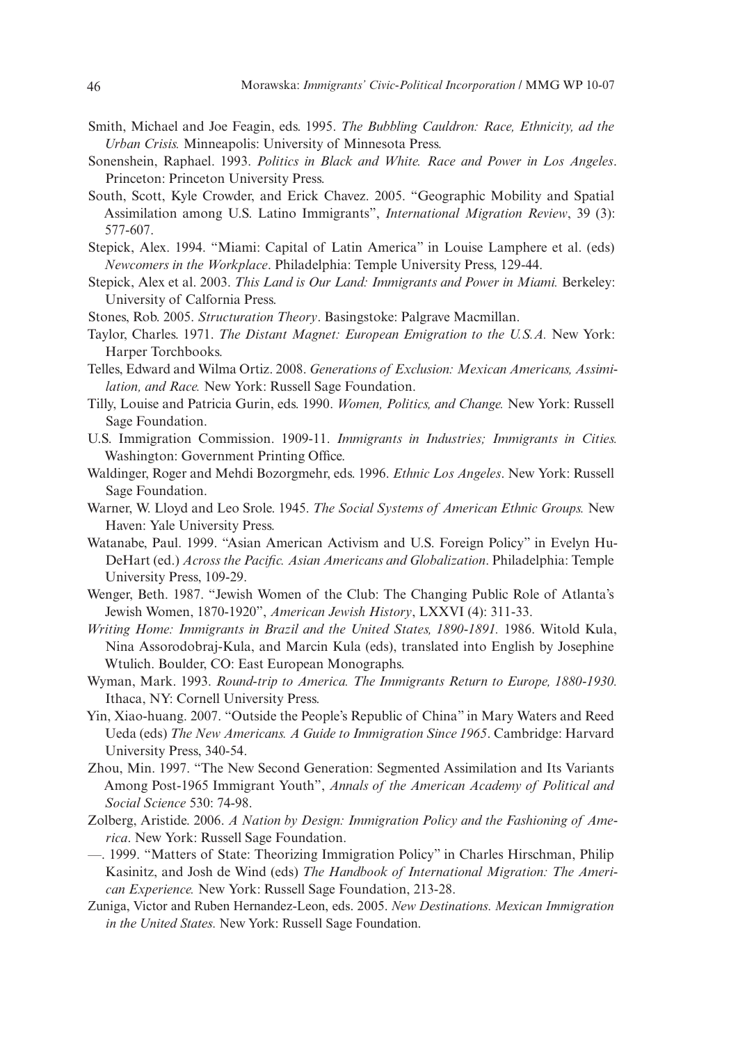Smith, Michael and Joe Feagin, eds. 1995. *The Bubbling Cauldron: Race, Ethnicity, ad the Urban Crisis.* Minneapolis: University of Minnesota Press.

Sonenshein, Raphael. 1993. *Politics in Black and White. Race and Power in Los Angeles*. Princeton: Princeton University Press.

South, Scott, Kyle Crowder, and Erick Chavez. 2005. "Geographic Mobility and Spatial Assimilation among U.S. Latino Immigrants", *International Migration Review*, 39 (3): 577-607.

Stepick, Alex. 1994. "Miami: Capital of Latin America" in Louise Lamphere et al. (eds) *Newcomers in the Workplace*. Philadelphia: Temple University Press, 129-44.

Stepick, Alex et al. 2003. *This Land is Our Land: Immigrants and Power in Miami.* Berkeley: University of Calfornia Press.

Stones, Rob. 2005. *Structuration Theory*. Basingstoke: Palgrave Macmillan.

Taylor, Charles. 1971. *The Distant Magnet: European Emigration to the U.S.A.* New York: Harper Torchbooks.

Telles, Edward and Wilma Ortiz. 2008. *Generations of Exclusion: Mexican Americans, Assimilation, and Race.* New York: Russell Sage Foundation.

Tilly, Louise and Patricia Gurin, eds. 1990. *Women, Politics, and Change.* New York: Russell Sage Foundation.

U.S. Immigration Commission. 1909-11. *Immigrants in Industries; Immigrants in Cities.* Washington: Government Printing Office.

Waldinger, Roger and Mehdi Bozorgmehr, eds. 1996. *Ethnic Los Angeles*. New York: Russell Sage Foundation.

Warner, W. Lloyd and Leo Srole. 1945. *The Social Systems of American Ethnic Groups.* New Haven: Yale University Press.

Watanabe, Paul. 1999. "Asian American Activism and U.S. Foreign Policy" in Evelyn Hu-DeHart (ed.) *Across the Pacific. Asian Americans and Globalization*. Philadelphia: Temple University Press, 109-29.

Wenger, Beth. 1987. "Jewish Women of the Club: The Changing Public Role of Atlanta's Jewish Women, 1870-1920", *American Jewish History*, LXXVI (4): 311-33.

*Writing Home: Immigrants in Brazil and the United States, 1890-1891.* 1986. Witold Kula, Nina Assorodobraj-Kula, and Marcin Kula (eds), translated into English by Josephine Wtulich. Boulder, CO: East European Monographs.

Wyman, Mark. 1993. *Round-trip to America. The Immigrants Return to Europe, 1880-1930.* Ithaca, NY: Cornell University Press.

Yin, Xiao-huang. 2007. "Outside the People's Republic of China" in Mary Waters and Reed Ueda (eds) *The New Americans. A Guide to Immigration Since 1965*. Cambridge: Harvard University Press, 340-54.

Zhou, Min. 1997. "The New Second Generation: Segmented Assimilation and Its Variants Among Post-1965 Immigrant Youth", *Annals of the American Academy of Political and Social Science* 530: 74-98.

Zolberg, Aristide. 2006. *A Nation by Design: Immigration Policy and the Fashioning of America*. New York: Russell Sage Foundation.

—. 1999. "Matters of State: Theorizing Immigration Policy" in Charles Hirschman, Philip Kasinitz, and Josh de Wind (eds) *The Handbook of International Migration: The American Experience.* New York: Russell Sage Foundation, 213-28.

Zuniga, Victor and Ruben Hernandez-Leon, eds. 2005. *New Destinations. Mexican Immigration in the United States.* New York: Russell Sage Foundation.